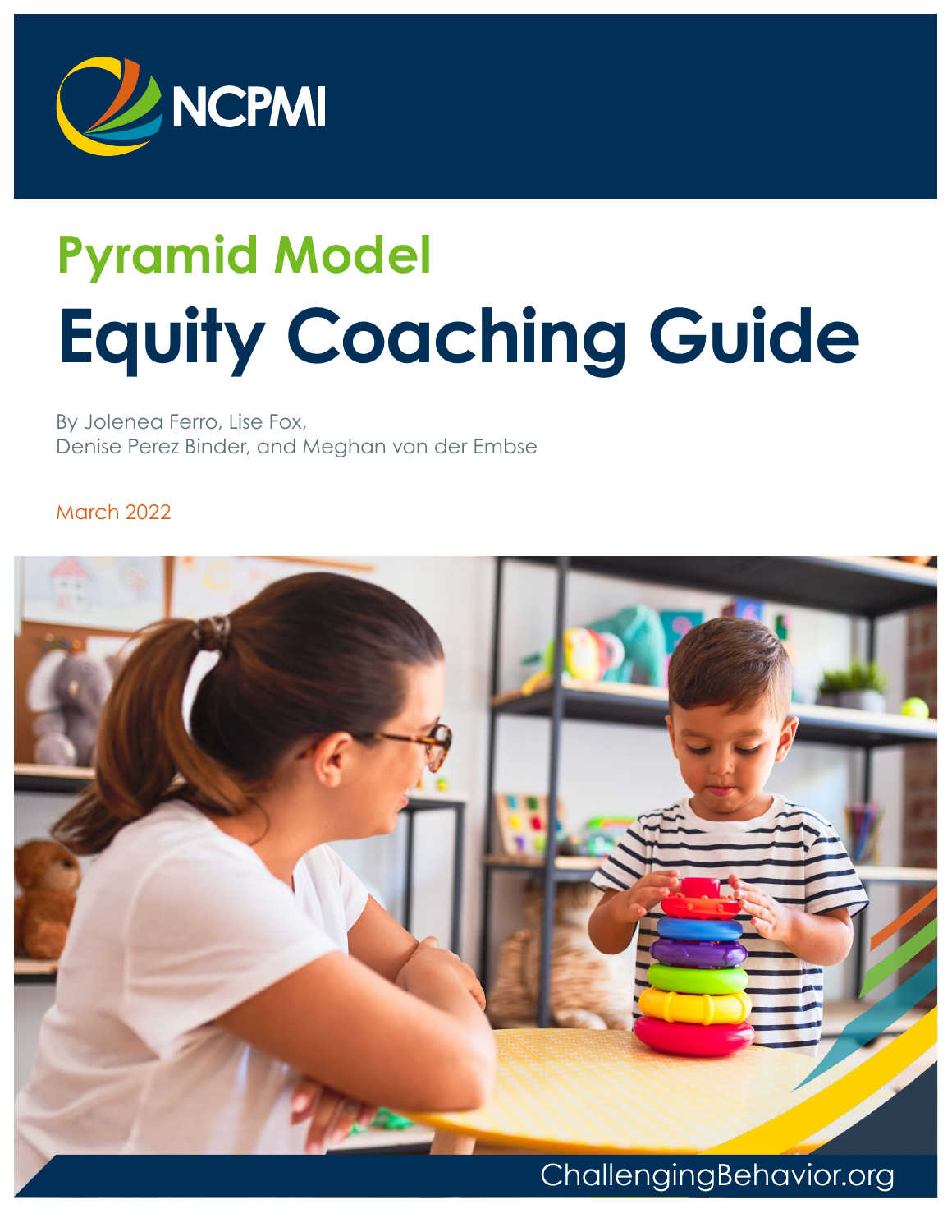NCPMI

# Pyramid Model

# Equity Coaching Guide

By Jolenea Ferro, Lise Fox,
Denise Perez Binder, and Meghan von der Embse

March 2022

ChallengingBehavior.org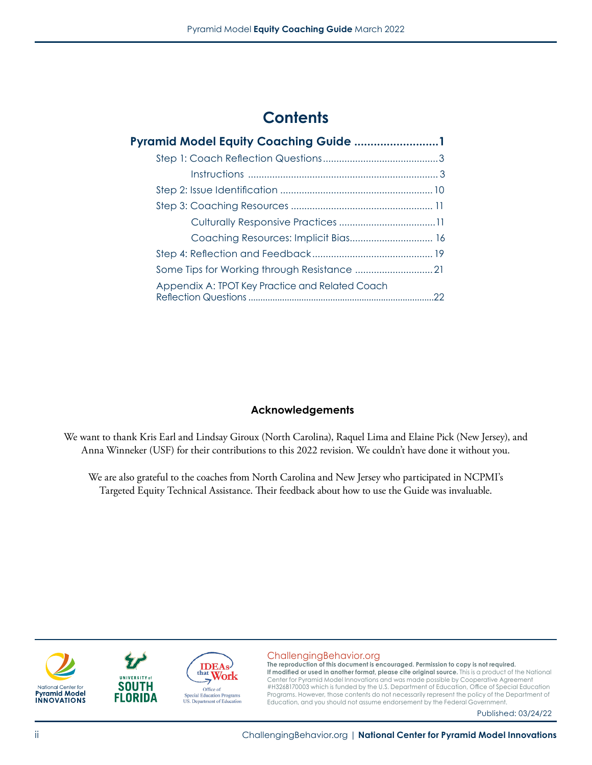# Contents

**Pyramid Model Equity Coaching Guide ..........................1**

- Step 1: Coach Reflection Questions...........................................3
  - Instructions .......................................................................3
- Step 2: Issue Identification .........................................................10
- Step 3: Coaching Resources ..................................................... 11
  - Culturally Responsive Practices ....................................11
  - Coaching Resources: Implicit Bias............................... 16
- Step 4: Reflection and Feedback............................................. 19
- Some Tips for Working through Resistance ............................. 21
- Appendix A: TPOT Key Practice and Related Coach Reflection Questions ...........................................................................22

## Acknowledgements

We want to thank Kris Earl and Lindsay Giroux (North Carolina), Raquel Lima and Elaine Pick (New Jersey), and Anna Winneker (USF) for their contributions to this 2022 revision. We couldn't have done it without you.

We are also grateful to the coaches from North Carolina and New Jersey who participated in NCPMI's Targeted Equity Technical Assistance. Their feedback about how to use the Guide was invaluable.

National Center for Pyramid Model Innovations

University of South Florida

IDEAs that Work — Office of Special Education Programs, U.S. Department of Education

ChallengingBehavior.org

**The reproduction of this document is encouraged. Permission to copy is not required. If modified or used in another format, please cite original source.** This is a product of the National Center for Pyramid Model Innovations and was made possible by Cooperative Agreement #H326B170003 which is funded by the U.S. Department of Education, Office of Special Education Programs. However, those contents do not necessarily represent the policy of the Department of Education, and you should not assume endorsement by the Federal Government.

Published: 03/24/22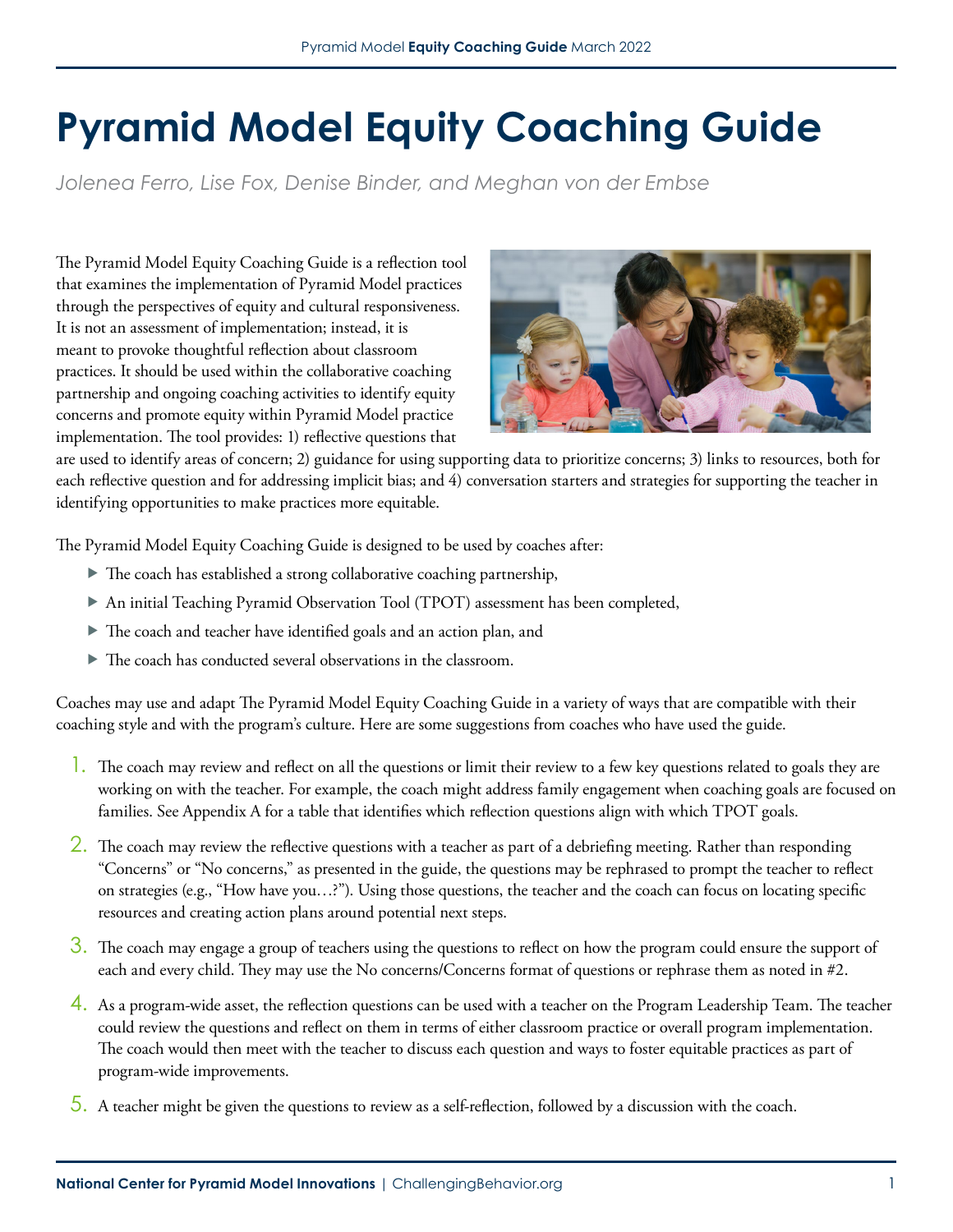# Pyramid Model Equity Coaching Guide

*Jolenea Ferro, Lise Fox, Denise Binder, and Meghan von der Embse*

The Pyramid Model Equity Coaching Guide is a reflection tool that examines the implementation of Pyramid Model practices through the perspectives of equity and cultural responsiveness. It is not an assessment of implementation; instead, it is meant to provoke thoughtful reflection about classroom practices. It should be used within the collaborative coaching partnership and ongoing coaching activities to identify equity concerns and promote equity within Pyramid Model practice implementation. The tool provides: 1) reflective questions that are used to identify areas of concern; 2) guidance for using supporting data to prioritize concerns; 3) links to resources, both for each reflective question and for addressing implicit bias; and 4) conversation starters and strategies for supporting the teacher in identifying opportunities to make practices more equitable.

The Pyramid Model Equity Coaching Guide is designed to be used by coaches after:

- The coach has established a strong collaborative coaching partnership,
- An initial Teaching Pyramid Observation Tool (TPOT) assessment has been completed,
- The coach and teacher have identified goals and an action plan, and
- The coach has conducted several observations in the classroom.

Coaches may use and adapt The Pyramid Model Equity Coaching Guide in a variety of ways that are compatible with their coaching style and with the program's culture. Here are some suggestions from coaches who have used the guide.

1. The coach may review and reflect on all the questions or limit their review to a few key questions related to goals they are working on with the teacher. For example, the coach might address family engagement when coaching goals are focused on families. See Appendix A for a table that identifies which reflection questions align with which TPOT goals.
2. The coach may review the reflective questions with a teacher as part of a debriefing meeting. Rather than responding "Concerns" or "No concerns," as presented in the guide, the questions may be rephrased to prompt the teacher to reflect on strategies (e.g., "How have you…?"). Using those questions, the teacher and the coach can focus on locating specific resources and creating action plans around potential next steps.
3. The coach may engage a group of teachers using the questions to reflect on how the program could ensure the support of each and every child. They may use the No concerns/Concerns format of questions or rephrase them as noted in #2.
4. As a program-wide asset, the reflection questions can be used with a teacher on the Program Leadership Team. The teacher could review the questions and reflect on them in terms of either classroom practice or overall program implementation. The coach would then meet with the teacher to discuss each question and ways to foster equitable practices as part of program-wide improvements.
5. A teacher might be given the questions to review as a self-reflection, followed by a discussion with the coach.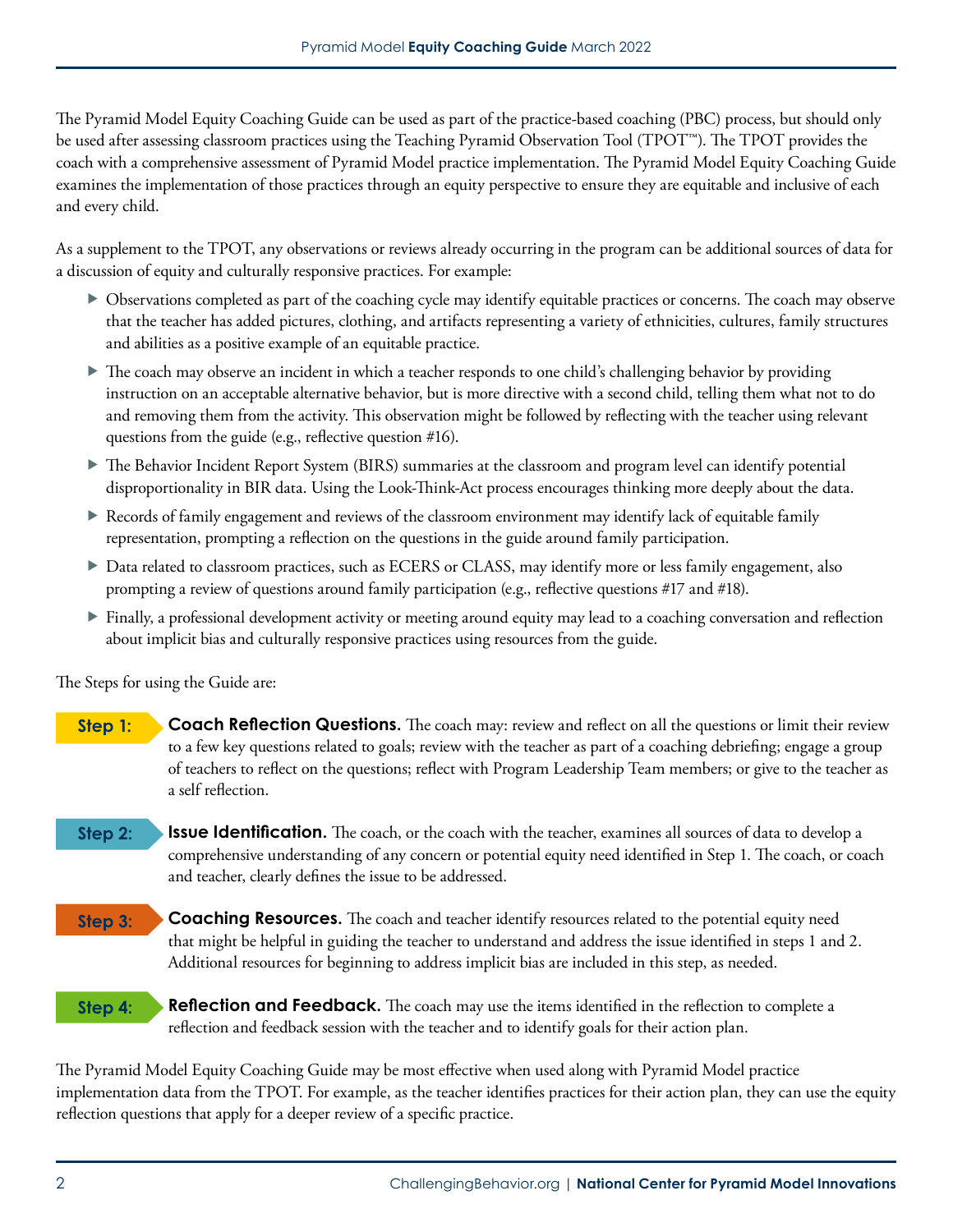The Pyramid Model Equity Coaching Guide can be used as part of the practice-based coaching (PBC) process, but should only be used after assessing classroom practices using the Teaching Pyramid Observation Tool (TPOT™). The TPOT provides the coach with a comprehensive assessment of Pyramid Model practice implementation. The Pyramid Model Equity Coaching Guide examines the implementation of those practices through an equity perspective to ensure they are equitable and inclusive of each and every child.

As a supplement to the TPOT, any observations or reviews already occurring in the program can be additional sources of data for a discussion of equity and culturally responsive practices. For example:

- Observations completed as part of the coaching cycle may identify equitable practices or concerns. The coach may observe that the teacher has added pictures, clothing, and artifacts representing a variety of ethnicities, cultures, family structures and abilities as a positive example of an equitable practice.
- The coach may observe an incident in which a teacher responds to one child's challenging behavior by providing instruction on an acceptable alternative behavior, but is more directive with a second child, telling them what not to do and removing them from the activity. This observation might be followed by reflecting with the teacher using relevant questions from the guide (e.g., reflective question #16).
- The Behavior Incident Report System (BIRS) summaries at the classroom and program level can identify potential disproportionality in BIR data. Using the Look-Think-Act process encourages thinking more deeply about the data.
- Records of family engagement and reviews of the classroom environment may identify lack of equitable family representation, prompting a reflection on the questions in the guide around family participation.
- Data related to classroom practices, such as ECERS or CLASS, may identify more or less family engagement, also prompting a review of questions around family participation (e.g., reflective questions #17 and #18).
- Finally, a professional development activity or meeting around equity may lead to a coaching conversation and reflection about implicit bias and culturally responsive practices using resources from the guide.

The Steps for using the Guide are:

**Step 1:** **Coach Reflection Questions.** The coach may: review and reflect on all the questions or limit their review to a few key questions related to goals; review with the teacher as part of a coaching debriefing; engage a group of teachers to reflect on the questions; reflect with Program Leadership Team members; or give to the teacher as a self reflection.

**Step 2:** **Issue Identification.** The coach, or the coach with the teacher, examines all sources of data to develop a comprehensive understanding of any concern or potential equity need identified in Step 1. The coach, or coach and teacher, clearly defines the issue to be addressed.

**Step 3:** **Coaching Resources.** The coach and teacher identify resources related to the potential equity need that might be helpful in guiding the teacher to understand and address the issue identified in steps 1 and 2. Additional resources for beginning to address implicit bias are included in this step, as needed.

**Step 4:** **Reflection and Feedback.** The coach may use the items identified in the reflection to complete a reflection and feedback session with the teacher and to identify goals for their action plan.

The Pyramid Model Equity Coaching Guide may be most effective when used along with Pyramid Model practice implementation data from the TPOT. For example, as the teacher identifies practices for their action plan, they can use the equity reflection questions that apply for a deeper review of a specific practice.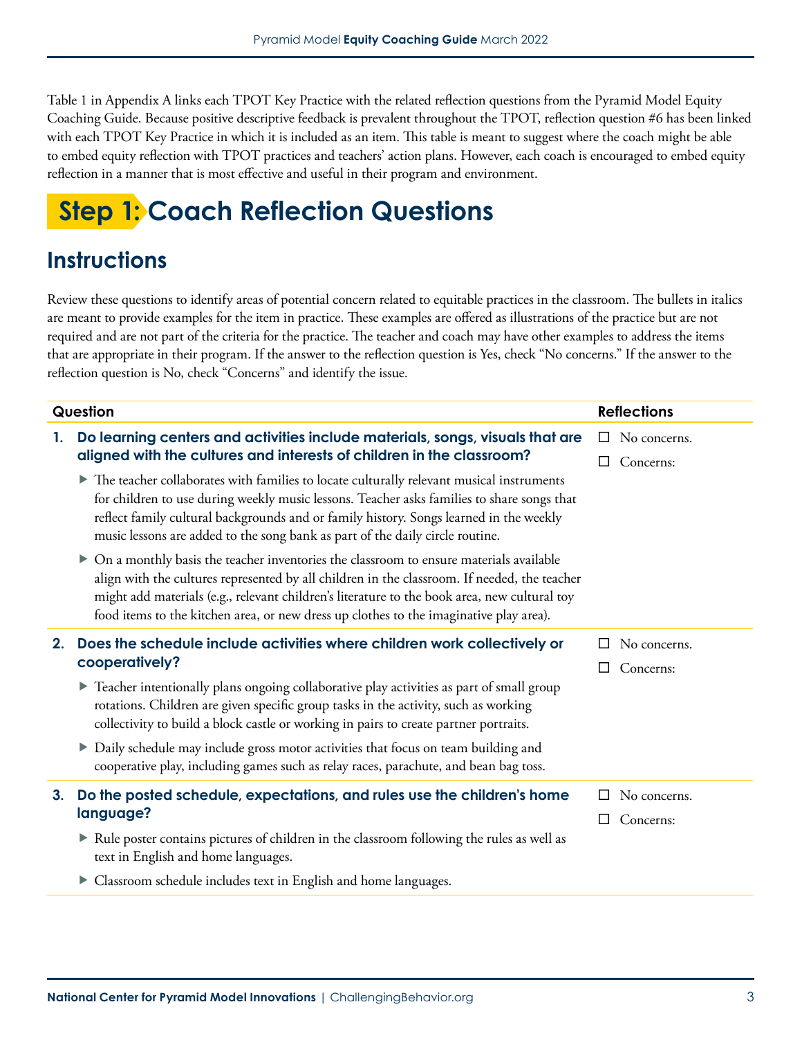Table 1 in Appendix A links each TPOT Key Practice with the related reflection questions from the Pyramid Model Equity Coaching Guide. Because positive descriptive feedback is prevalent throughout the TPOT, reflection question #6 has been linked with each TPOT Key Practice in which it is included as an item. This table is meant to suggest where the coach might be able to embed equity reflection with TPOT practices and teachers' action plans. However, each coach is encouraged to embed equity reflection in a manner that is most effective and useful in their program and environment.

# Step 1: Coach Reflection Questions

## Instructions

Review these questions to identify areas of potential concern related to equitable practices in the classroom. The bullets in italics are meant to provide examples for the item in practice. These examples are offered as illustrations of the practice but are not required and are not part of the criteria for the practice. The teacher and coach may have other examples to address the items that are appropriate in their program. If the answer to the reflection question is Yes, check "No concerns." If the answer to the reflection question is No, check "Concerns" and identify the issue.

| Question | Reflections |
|---|---|
| **1. Do learning centers and activities include materials, songs, visuals that are aligned with the cultures and interests of children in the classroom?**<br>▶ The teacher collaborates with families to locate culturally relevant musical instruments for children to use during weekly music lessons. Teacher asks families to share songs that reflect family cultural backgrounds and or family history. Songs learned in the weekly music lessons are added to the song bank as part of the daily circle routine.<br>▶ On a monthly basis the teacher inventories the classroom to ensure materials available align with the cultures represented by all children in the classroom. If needed, the teacher might add materials (e.g., relevant children's literature to the book area, new cultural toy food items to the kitchen area, or new dress up clothes to the imaginative play area). | ☐ No concerns.<br>☐ Concerns: |
| **2. Does the schedule include activities where children work collectively or cooperatively?**<br>▶ Teacher intentionally plans ongoing collaborative play activities as part of small group rotations. Children are given specific group tasks in the activity, such as working collectivity to build a block castle or working in pairs to create partner portraits.<br>▶ Daily schedule may include gross motor activities that focus on team building and cooperative play, including games such as relay races, parachute, and bean bag toss. | ☐ No concerns.<br>☐ Concerns: |
| **3. Do the posted schedule, expectations, and rules use the children's home language?**<br>▶ Rule poster contains pictures of children in the classroom following the rules as well as text in English and home languages.<br>▶ Classroom schedule includes text in English and home languages. | ☐ No concerns.<br>☐ Concerns: |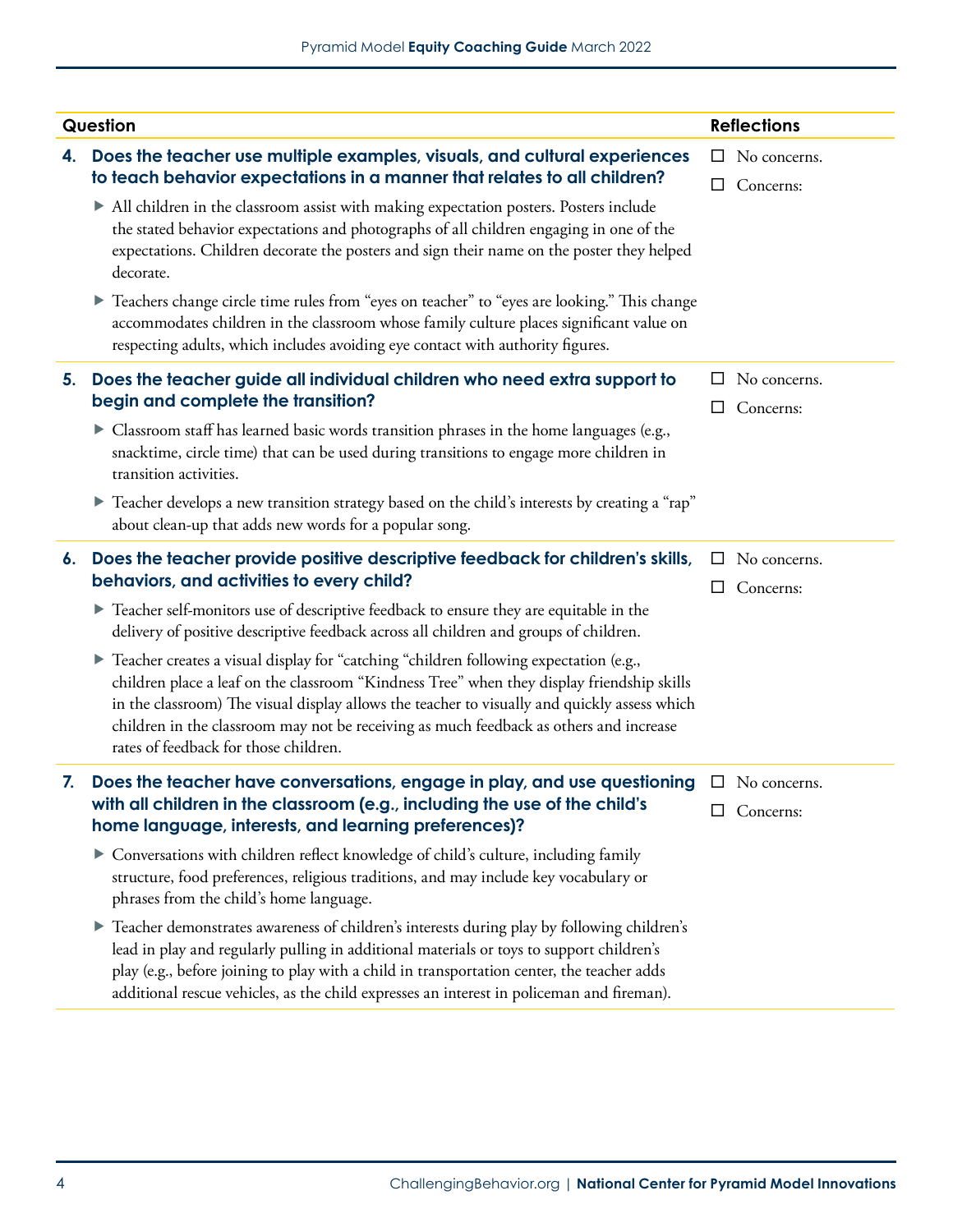| Question | Reflections |
| --- | --- |
| **4. Does the teacher use multiple examples, visuals, and cultural experiences to teach behavior expectations in a manner that relates to all children?**<br>▶ All children in the classroom assist with making expectation posters. Posters include the stated behavior expectations and photographs of all children engaging in one of the expectations. Children decorate the posters and sign their name on the poster they helped decorate.<br>▶ Teachers change circle time rules from "eyes on teacher" to "eyes are looking." This change accommodates children in the classroom whose family culture places significant value on respecting adults, which includes avoiding eye contact with authority figures. | ☐ No concerns.<br>☐ Concerns: |
| **5. Does the teacher guide all individual children who need extra support to begin and complete the transition?**<br>▶ Classroom staff has learned basic words transition phrases in the home languages (e.g., snacktime, circle time) that can be used during transitions to engage more children in transition activities.<br>▶ Teacher develops a new transition strategy based on the child's interests by creating a "rap" about clean-up that adds new words for a popular song. | ☐ No concerns.<br>☐ Concerns: |
| **6. Does the teacher provide positive descriptive feedback for children's skills, behaviors, and activities to every child?**<br>▶ Teacher self-monitors use of descriptive feedback to ensure they are equitable in the delivery of positive descriptive feedback across all children and groups of children.<br>▶ Teacher creates a visual display for "catching "children following expectation (e.g., children place a leaf on the classroom "Kindness Tree" when they display friendship skills in the classroom) The visual display allows the teacher to visually and quickly assess which children in the classroom may not be receiving as much feedback as others and increase rates of feedback for those children. | ☐ No concerns.<br>☐ Concerns: |
| **7. Does the teacher have conversations, engage in play, and use questioning with all children in the classroom (e.g., including the use of the child's home language, interests, and learning preferences)?**<br>▶ Conversations with children reflect knowledge of child's culture, including family structure, food preferences, religious traditions, and may include key vocabulary or phrases from the child's home language.<br>▶ Teacher demonstrates awareness of children's interests during play by following children's lead in play and regularly pulling in additional materials or toys to support children's play (e.g., before joining to play with a child in transportation center, the teacher adds additional rescue vehicles, as the child expresses an interest in policeman and fireman). | ☐ No concerns.<br>☐ Concerns: |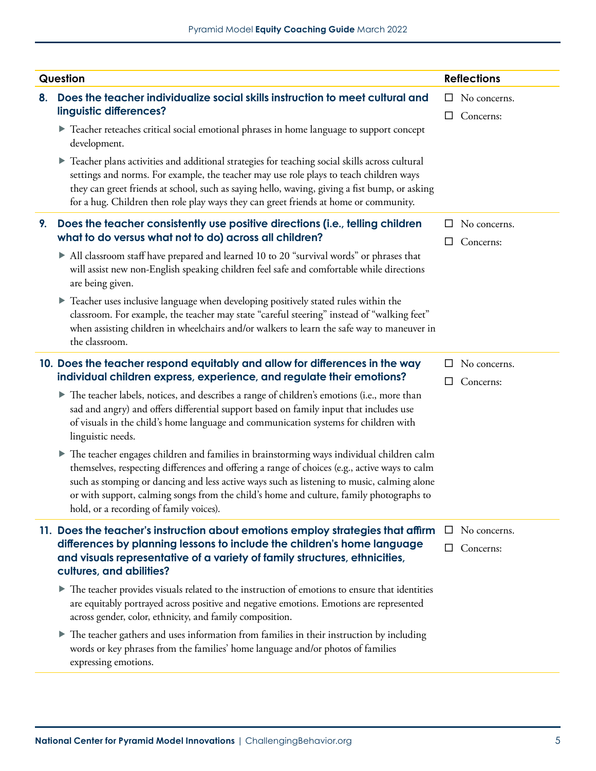| Question | Reflections |
|---|---|
| **8. Does the teacher individualize social skills instruction to meet cultural and linguistic differences?**<br>▶ Teacher reteaches critical social emotional phrases in home language to support concept development.<br>▶ Teacher plans activities and additional strategies for teaching social skills across cultural settings and norms. For example, the teacher may use role plays to teach children ways they can greet friends at school, such as saying hello, waving, giving a fist bump, or asking for a hug. Children then role play ways they can greet friends at home or community. | ☐ No concerns.<br>☐ Concerns: |
| **9. Does the teacher consistently use positive directions (i.e., telling children what to do versus what not to do) across all children?**<br>▶ All classroom staff have prepared and learned 10 to 20 "survival words" or phrases that will assist new non-English speaking children feel safe and comfortable while directions are being given.<br>▶ Teacher uses inclusive language when developing positively stated rules within the classroom. For example, the teacher may state "careful steering" instead of "walking feet" when assisting children in wheelchairs and/or walkers to learn the safe way to maneuver in the classroom. | ☐ No concerns.<br>☐ Concerns: |
| **10. Does the teacher respond equitably and allow for differences in the way individual children express, experience, and regulate their emotions?**<br>▶ The teacher labels, notices, and describes a range of children's emotions (i.e., more than sad and angry) and offers differential support based on family input that includes use of visuals in the child's home language and communication systems for children with linguistic needs.<br>▶ The teacher engages children and families in brainstorming ways individual children calm themselves, respecting differences and offering a range of choices (e.g., active ways to calm such as stomping or dancing and less active ways such as listening to music, calming alone or with support, calming songs from the child's home and culture, family photographs to hold, or a recording of family voices). | ☐ No concerns.<br>☐ Concerns: |
| **11. Does the teacher's instruction about emotions employ strategies that affirm differences by planning lessons to include the children's home language and visuals representative of a variety of family structures, ethnicities, cultures, and abilities?**<br>▶ The teacher provides visuals related to the instruction of emotions to ensure that identities are equitably portrayed across positive and negative emotions. Emotions are represented across gender, color, ethnicity, and family composition.<br>▶ The teacher gathers and uses information from families in their instruction by including words or key phrases from the families' home language and/or photos of families expressing emotions. | ☐ No concerns.<br>☐ Concerns: |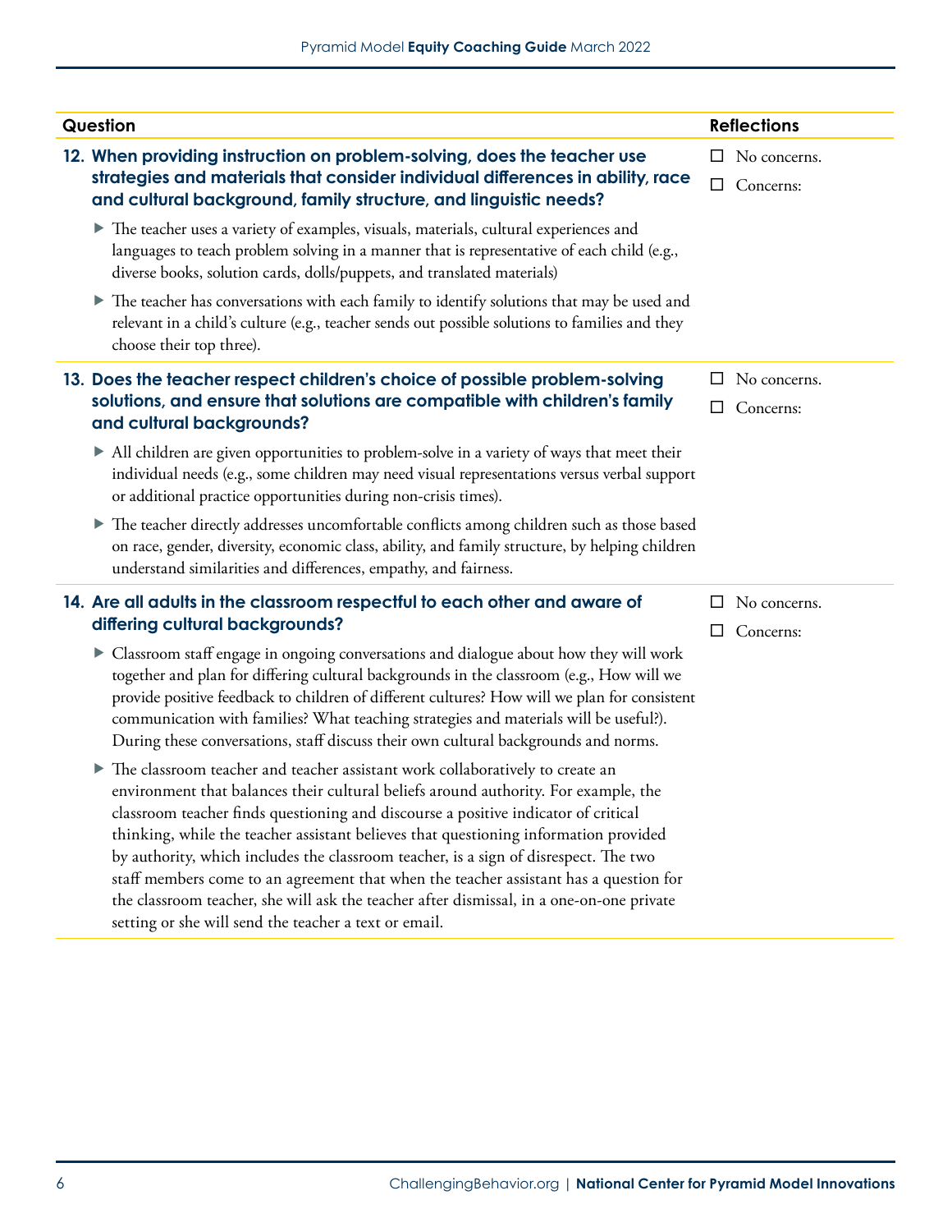| Question | Reflections |
|---|---|
| **12. When providing instruction on problem-solving, does the teacher use strategies and materials that consider individual differences in ability, race and cultural background, family structure, and linguistic needs?**<br>▶ The teacher uses a variety of examples, visuals, materials, cultural experiences and languages to teach problem solving in a manner that is representative of each child (e.g., diverse books, solution cards, dolls/puppets, and translated materials)<br>▶ The teacher has conversations with each family to identify solutions that may be used and relevant in a child's culture (e.g., teacher sends out possible solutions to families and they choose their top three). | ☐ No concerns.<br>☐ Concerns: |
| **13. Does the teacher respect children's choice of possible problem-solving solutions, and ensure that solutions are compatible with children's family and cultural backgrounds?**<br>▶ All children are given opportunities to problem-solve in a variety of ways that meet their individual needs (e.g., some children may need visual representations versus verbal support or additional practice opportunities during non-crisis times).<br>▶ The teacher directly addresses uncomfortable conflicts among children such as those based on race, gender, diversity, economic class, ability, and family structure, by helping children understand similarities and differences, empathy, and fairness. | ☐ No concerns.<br>☐ Concerns: |
| **14. Are all adults in the classroom respectful to each other and aware of differing cultural backgrounds?**<br>▶ Classroom staff engage in ongoing conversations and dialogue about how they will work together and plan for differing cultural backgrounds in the classroom (e.g., How will we provide positive feedback to children of different cultures? How will we plan for consistent communication with families? What teaching strategies and materials will be useful?). During these conversations, staff discuss their own cultural backgrounds and norms.<br>▶ The classroom teacher and teacher assistant work collaboratively to create an environment that balances their cultural beliefs around authority. For example, the classroom teacher finds questioning and discourse a positive indicator of critical thinking, while the teacher assistant believes that questioning information provided by authority, which includes the classroom teacher, is a sign of disrespect. The two staff members come to an agreement that when the teacher assistant has a question for the classroom teacher, she will ask the teacher after dismissal, in a one-on-one private setting or she will send the teacher a text or email. | ☐ No concerns.<br>☐ Concerns: |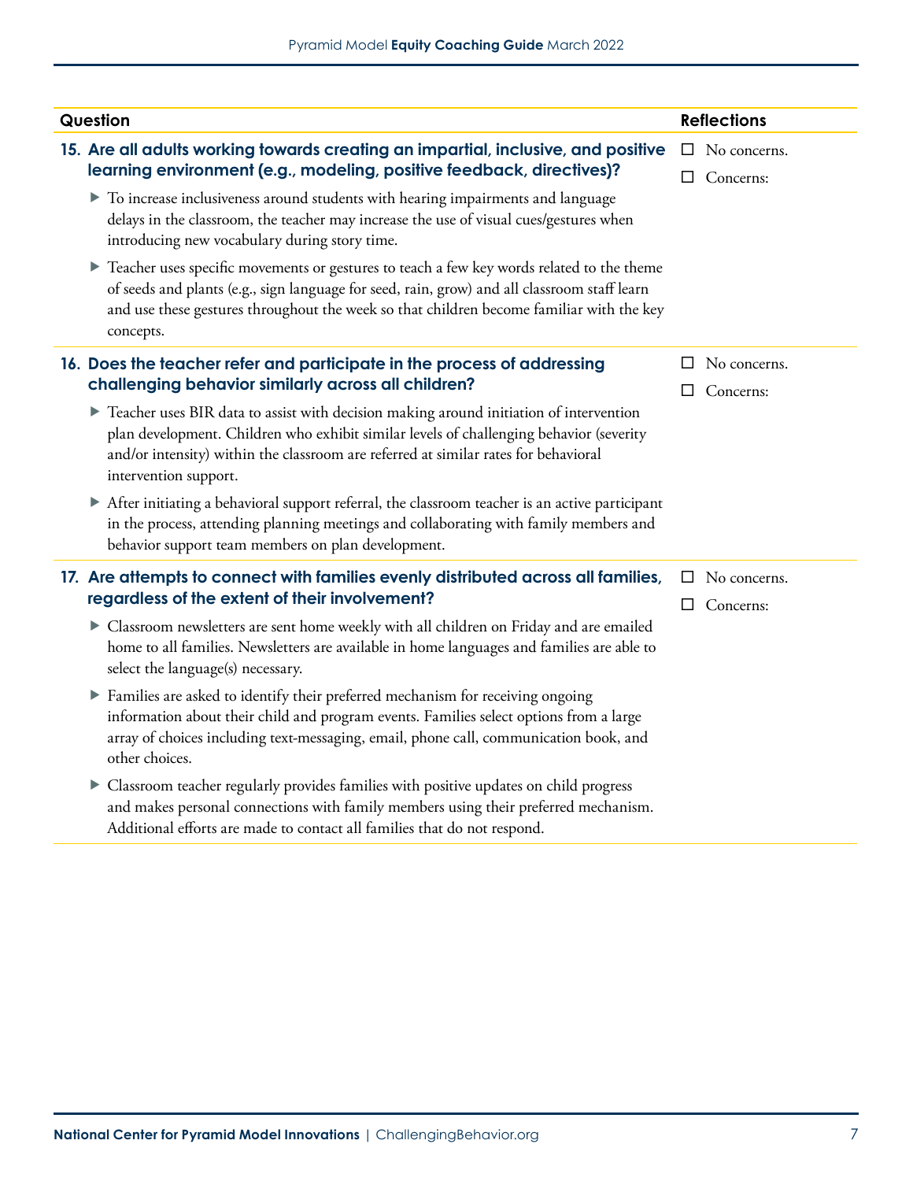| Question | Reflections |
|---|---|
| **15. Are all adults working towards creating an impartial, inclusive, and positive learning environment (e.g., modeling, positive feedback, directives)?**<br>▶ To increase inclusiveness around students with hearing impairments and language delays in the classroom, the teacher may increase the use of visual cues/gestures when introducing new vocabulary during story time.<br>▶ Teacher uses specific movements or gestures to teach a few key words related to the theme of seeds and plants (e.g., sign language for seed, rain, grow) and all classroom staff learn and use these gestures throughout the week so that children become familiar with the key concepts. | ☐ No concerns.<br>☐ Concerns: |
| **16. Does the teacher refer and participate in the process of addressing challenging behavior similarly across all children?**<br>▶ Teacher uses BIR data to assist with decision making around initiation of intervention plan development. Children who exhibit similar levels of challenging behavior (severity and/or intensity) within the classroom are referred at similar rates for behavioral intervention support.<br>▶ After initiating a behavioral support referral, the classroom teacher is an active participant in the process, attending planning meetings and collaborating with family members and behavior support team members on plan development. | ☐ No concerns.<br>☐ Concerns: |
| **17. Are attempts to connect with families evenly distributed across all families, regardless of the extent of their involvement?**<br>▶ Classroom newsletters are sent home weekly with all children on Friday and are emailed home to all families. Newsletters are available in home languages and families are able to select the language(s) necessary.<br>▶ Families are asked to identify their preferred mechanism for receiving ongoing information about their child and program events. Families select options from a large array of choices including text-messaging, email, phone call, communication book, and other choices.<br>▶ Classroom teacher regularly provides families with positive updates on child progress and makes personal connections with family members using their preferred mechanism. Additional efforts are made to contact all families that do not respond. | ☐ No concerns.<br>☐ Concerns: |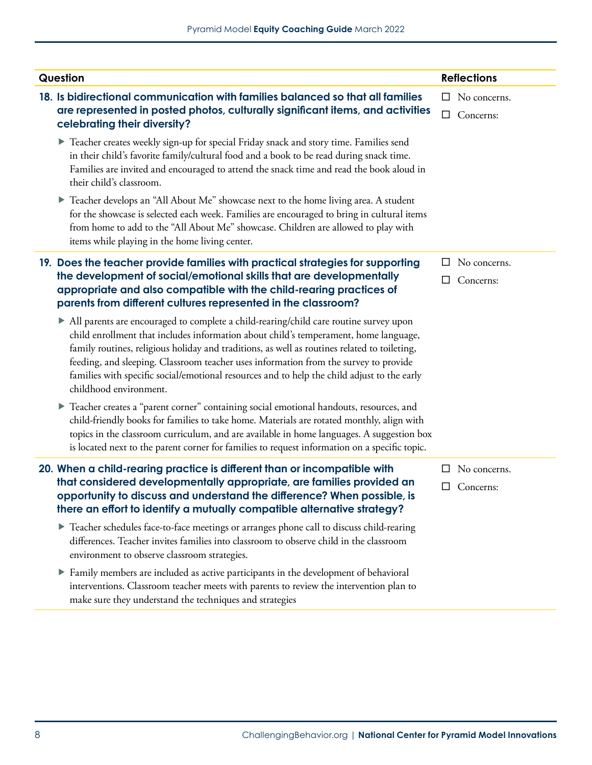| Question | Reflections |
|---|---|
| **18. Is bidirectional communication with families balanced so that all families are represented in posted photos, culturally significant items, and activities celebrating their diversity?** | ☐ No concerns.<br>☐ Concerns: |
| ▶ Teacher creates weekly sign-up for special Friday snack and story time. Families send in their child's favorite family/cultural food and a book to be read during snack time. Families are invited and encouraged to attend the snack time and read the book aloud in their child's classroom. | |
| ▶ Teacher develops an "All About Me" showcase next to the home living area. A student for the showcase is selected each week. Families are encouraged to bring in cultural items from home to add to the "All About Me" showcase. Children are allowed to play with items while playing in the home living center. | |
| **19. Does the teacher provide families with practical strategies for supporting the development of social/emotional skills that are developmentally appropriate and also compatible with the child-rearing practices of parents from different cultures represented in the classroom?** | ☐ No concerns.<br>☐ Concerns: |
| ▶ All parents are encouraged to complete a child-rearing/child care routine survey upon child enrollment that includes information about child's temperament, home language, family routines, religious holiday and traditions, as well as routines related to toileting, feeding, and sleeping. Classroom teacher uses information from the survey to provide families with specific social/emotional resources and to help the child adjust to the early childhood environment. | |
| ▶ Teacher creates a "parent corner" containing social emotional handouts, resources, and child-friendly books for families to take home. Materials are rotated monthly, align with topics in the classroom curriculum, and are available in home languages. A suggestion box is located next to the parent corner for families to request information on a specific topic. | |
| **20. When a child-rearing practice is different than or incompatible with that considered developmentally appropriate, are families provided an opportunity to discuss and understand the difference? When possible, is there an effort to identify a mutually compatible alternative strategy?** | ☐ No concerns.<br>☐ Concerns: |
| ▶ Teacher schedules face-to-face meetings or arranges phone call to discuss child-rearing differences. Teacher invites families into classroom to observe child in the classroom environment to observe classroom strategies. | |
| ▶ Family members are included as active participants in the development of behavioral interventions. Classroom teacher meets with parents to review the intervention plan to make sure they understand the techniques and strategies | |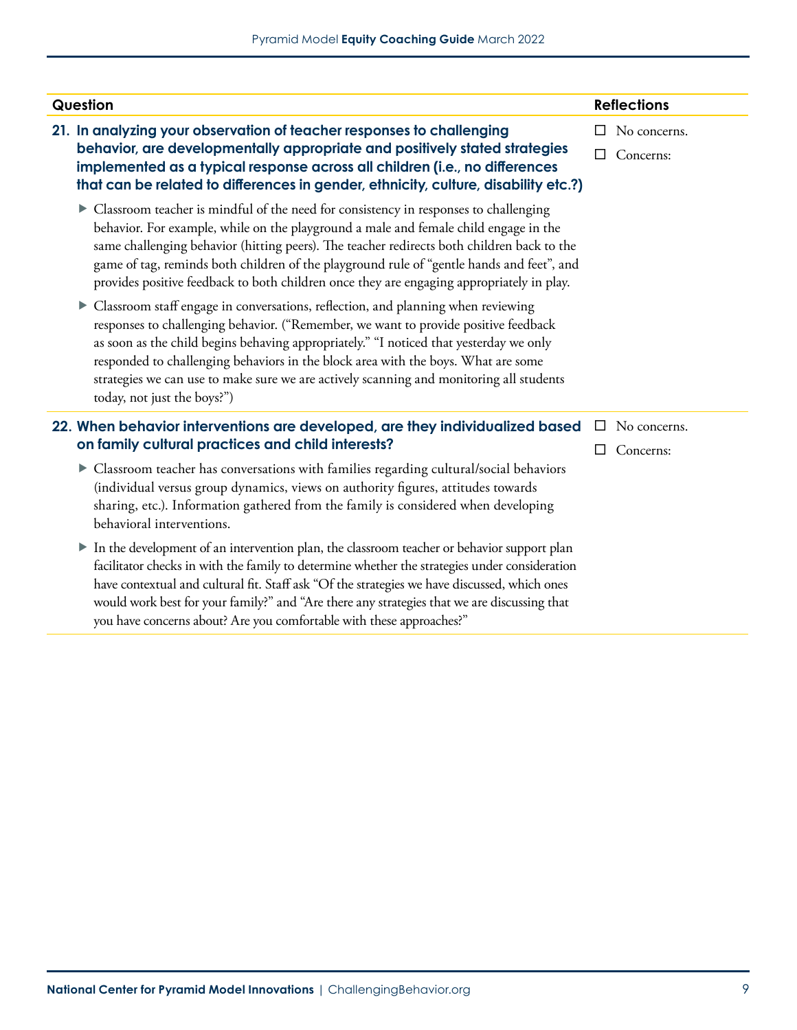| Question | Reflections |
| --- | --- |
| **21. In analyzing your observation of teacher responses to challenging behavior, are developmentally appropriate and positively stated strategies implemented as a typical response across all children (i.e., no differences that can be related to differences in gender, ethnicity, culture, disability etc.?)**<br><br>▶ Classroom teacher is mindful of the need for consistency in responses to challenging behavior. For example, while on the playground a male and female child engage in the same challenging behavior (hitting peers). The teacher redirects both children back to the game of tag, reminds both children of the playground rule of "gentle hands and feet", and provides positive feedback to both children once they are engaging appropriately in play.<br><br>▶ Classroom staff engage in conversations, reflection, and planning when reviewing responses to challenging behavior. ("Remember, we want to provide positive feedback as soon as the child begins behaving appropriately." "I noticed that yesterday we only responded to challenging behaviors in the block area with the boys. What are some strategies we can use to make sure we are actively scanning and monitoring all students today, not just the boys?") | ☐ No concerns.<br><br>☐ Concerns: |
| **22. When behavior interventions are developed, are they individualized based on family cultural practices and child interests?**<br><br>▶ Classroom teacher has conversations with families regarding cultural/social behaviors (individual versus group dynamics, views on authority figures, attitudes towards sharing, etc.). Information gathered from the family is considered when developing behavioral interventions.<br><br>▶ In the development of an intervention plan, the classroom teacher or behavior support plan facilitator checks in with the family to determine whether the strategies under consideration have contextual and cultural fit. Staff ask "Of the strategies we have discussed, which ones would work best for your family?" and "Are there any strategies that we are discussing that you have concerns about? Are you comfortable with these approaches?" | ☐ No concerns.<br><br>☐ Concerns: |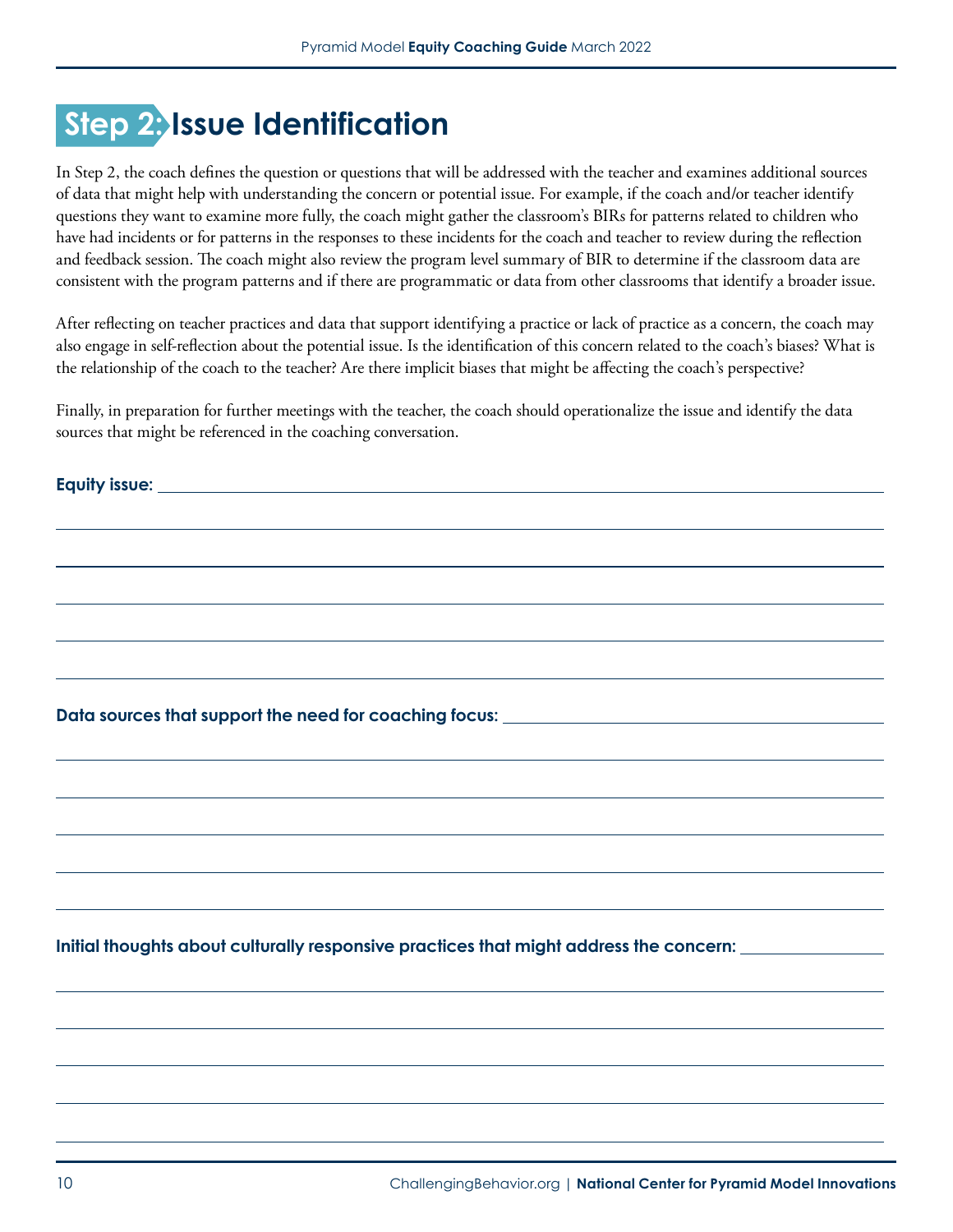# Step 2: Issue Identification

In Step 2, the coach defines the question or questions that will be addressed with the teacher and examines additional sources of data that might help with understanding the concern or potential issue. For example, if the coach and/or teacher identify questions they want to examine more fully, the coach might gather the classroom's BIRs for patterns related to children who have had incidents or for patterns in the responses to these incidents for the coach and teacher to review during the reflection and feedback session. The coach might also review the program level summary of BIR to determine if the classroom data are consistent with the program patterns and if there are programmatic or data from other classrooms that identify a broader issue.

After reflecting on teacher practices and data that support identifying a practice or lack of practice as a concern, the coach may also engage in self-reflection about the potential issue. Is the identification of this concern related to the coach's biases? What is the relationship of the coach to the teacher? Are there implicit biases that might be affecting the coach's perspective?

Finally, in preparation for further meetings with the teacher, the coach should operationalize the issue and identify the data sources that might be referenced in the coaching conversation.

**Equity issue:** ______________________________________________________________________

______________________________________________________________________

______________________________________________________________________

______________________________________________________________________

______________________________________________________________________

______________________________________________________________________

**Data sources that support the need for coaching focus:** ______________________________________

______________________________________________________________________

______________________________________________________________________

______________________________________________________________________

______________________________________________________________________

______________________________________________________________________

**Initial thoughts about culturally responsive practices that might address the concern:** ______________

______________________________________________________________________

______________________________________________________________________

______________________________________________________________________

______________________________________________________________________

______________________________________________________________________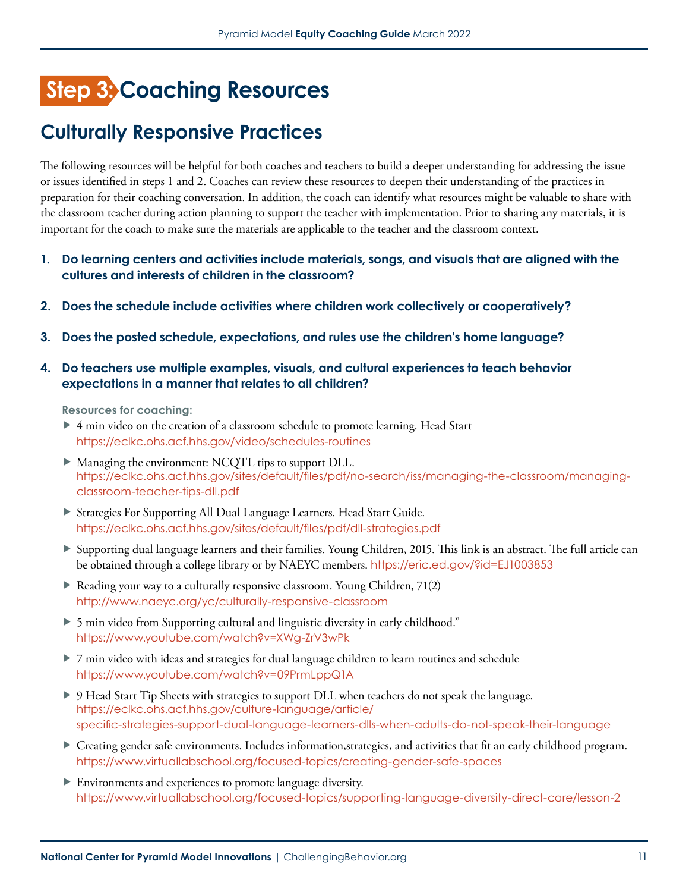# Step 3: Coaching Resources

## Culturally Responsive Practices

The following resources will be helpful for both coaches and teachers to build a deeper understanding for addressing the issue or issues identified in steps 1 and 2. Coaches can review these resources to deepen their understanding of the practices in preparation for their coaching conversation. In addition, the coach can identify what resources might be valuable to share with the classroom teacher during action planning to support the teacher with implementation. Prior to sharing any materials, it is important for the coach to make sure the materials are applicable to the teacher and the classroom context.

1. **Do learning centers and activities include materials, songs, and visuals that are aligned with the cultures and interests of children in the classroom?**
2. **Does the schedule include activities where children work collectively or cooperatively?**
3. **Does the posted schedule, expectations, and rules use the children's home language?**
4. **Do teachers use multiple examples, visuals, and cultural experiences to teach behavior expectations in a manner that relates to all children?**

**Resources for coaching:**

- 4 min video on the creation of a classroom schedule to promote learning. Head Start https://eclkc.ohs.acf.hhs.gov/video/schedules-routines
- Managing the environment: NCQTL tips to support DLL. https://eclkc.ohs.acf.hhs.gov/sites/default/files/pdf/no-search/iss/managing-the-classroom/managing-classroom-teacher-tips-dll.pdf
- Strategies For Supporting All Dual Language Learners. Head Start Guide. https://eclkc.ohs.acf.hhs.gov/sites/default/files/pdf/dll-strategies.pdf
- Supporting dual language learners and their families. Young Children, 2015. This link is an abstract. The full article can be obtained through a college library or by NAEYC members. https://eric.ed.gov/?id=EJ1003853
- Reading your way to a culturally responsive classroom. Young Children, 71(2) http://www.naeyc.org/yc/culturally-responsive-classroom
- 5 min video from Supporting cultural and linguistic diversity in early childhood." https://www.youtube.com/watch?v=XWg-ZrV3wPk
- 7 min video with ideas and strategies for dual language children to learn routines and schedule https://www.youtube.com/watch?v=09PrmLppQ1A
- 9 Head Start Tip Sheets with strategies to support DLL when teachers do not speak the language. https://eclkc.ohs.acf.hhs.gov/culture-language/article/specific-strategies-support-dual-language-learners-dlls-when-adults-do-not-speak-their-language
- Creating gender safe environments. Includes information,strategies, and activities that fit an early childhood program. https://www.virtuallabschool.org/focused-topics/creating-gender-safe-spaces
- Environments and experiences to promote language diversity. https://www.virtuallabschool.org/focused-topics/supporting-language-diversity-direct-care/lesson-2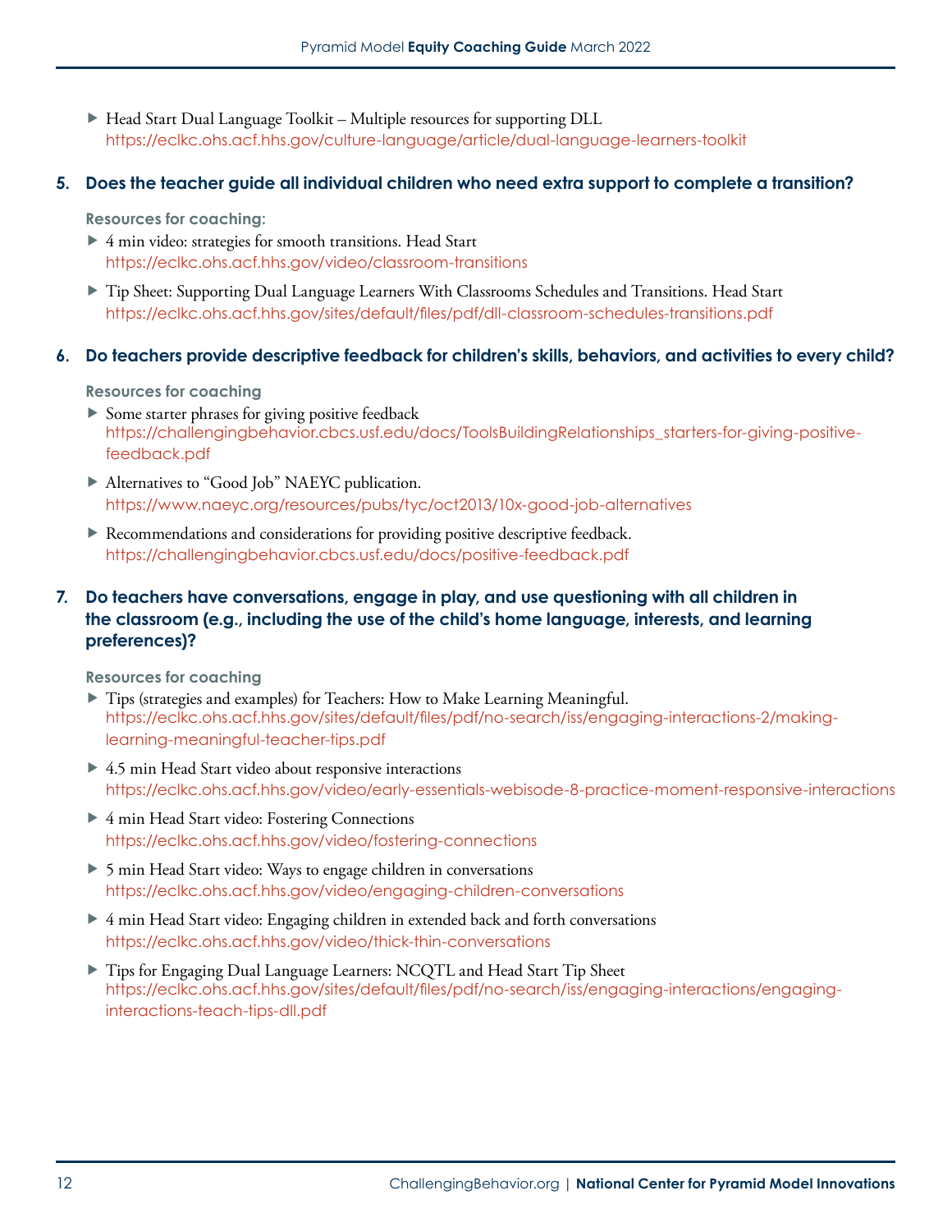- Head Start Dual Language Toolkit – Multiple resources for supporting DLL
  https://eclkc.ohs.acf.hhs.gov/culture-language/article/dual-language-learners-toolkit

### 5. Does the teacher guide all individual children who need extra support to complete a transition?

**Resources for coaching:**

- 4 min video: strategies for smooth transitions. Head Start
  https://eclkc.ohs.acf.hhs.gov/video/classroom-transitions
- Tip Sheet: Supporting Dual Language Learners With Classrooms Schedules and Transitions. Head Start
  https://eclkc.ohs.acf.hhs.gov/sites/default/files/pdf/dll-classroom-schedules-transitions.pdf

### 6. Do teachers provide descriptive feedback for children's skills, behaviors, and activities to every child?

**Resources for coaching**

- Some starter phrases for giving positive feedback
  https://challengingbehavior.cbcs.usf.edu/docs/ToolsBuildingRelationships_starters-for-giving-positive-feedback.pdf
- Alternatives to "Good Job" NAEYC publication.
  https://www.naeyc.org/resources/pubs/tyc/oct2013/10x-good-job-alternatives
- Recommendations and considerations for providing positive descriptive feedback.
  https://challengingbehavior.cbcs.usf.edu/docs/positive-feedback.pdf

### 7. Do teachers have conversations, engage in play, and use questioning with all children in the classroom (e.g., including the use of the child's home language, interests, and learning preferences)?

**Resources for coaching**

- Tips (strategies and examples) for Teachers: How to Make Learning Meaningful.
  https://eclkc.ohs.acf.hhs.gov/sites/default/files/pdf/no-search/iss/engaging-interactions-2/making-learning-meaningful-teacher-tips.pdf
- 4.5 min Head Start video about responsive interactions
  https://eclkc.ohs.acf.hhs.gov/video/early-essentials-webisode-8-practice-moment-responsive-interactions
- 4 min Head Start video: Fostering Connections
  https://eclkc.ohs.acf.hhs.gov/video/fostering-connections
- 5 min Head Start video: Ways to engage children in conversations
  https://eclkc.ohs.acf.hhs.gov/video/engaging-children-conversations
- 4 min Head Start video: Engaging children in extended back and forth conversations
  https://eclkc.ohs.acf.hhs.gov/video/thick-thin-conversations
- Tips for Engaging Dual Language Learners: NCQTL and Head Start Tip Sheet
  https://eclkc.ohs.acf.hhs.gov/sites/default/files/pdf/no-search/iss/engaging-interactions/engaging-interactions-teach-tips-dll.pdf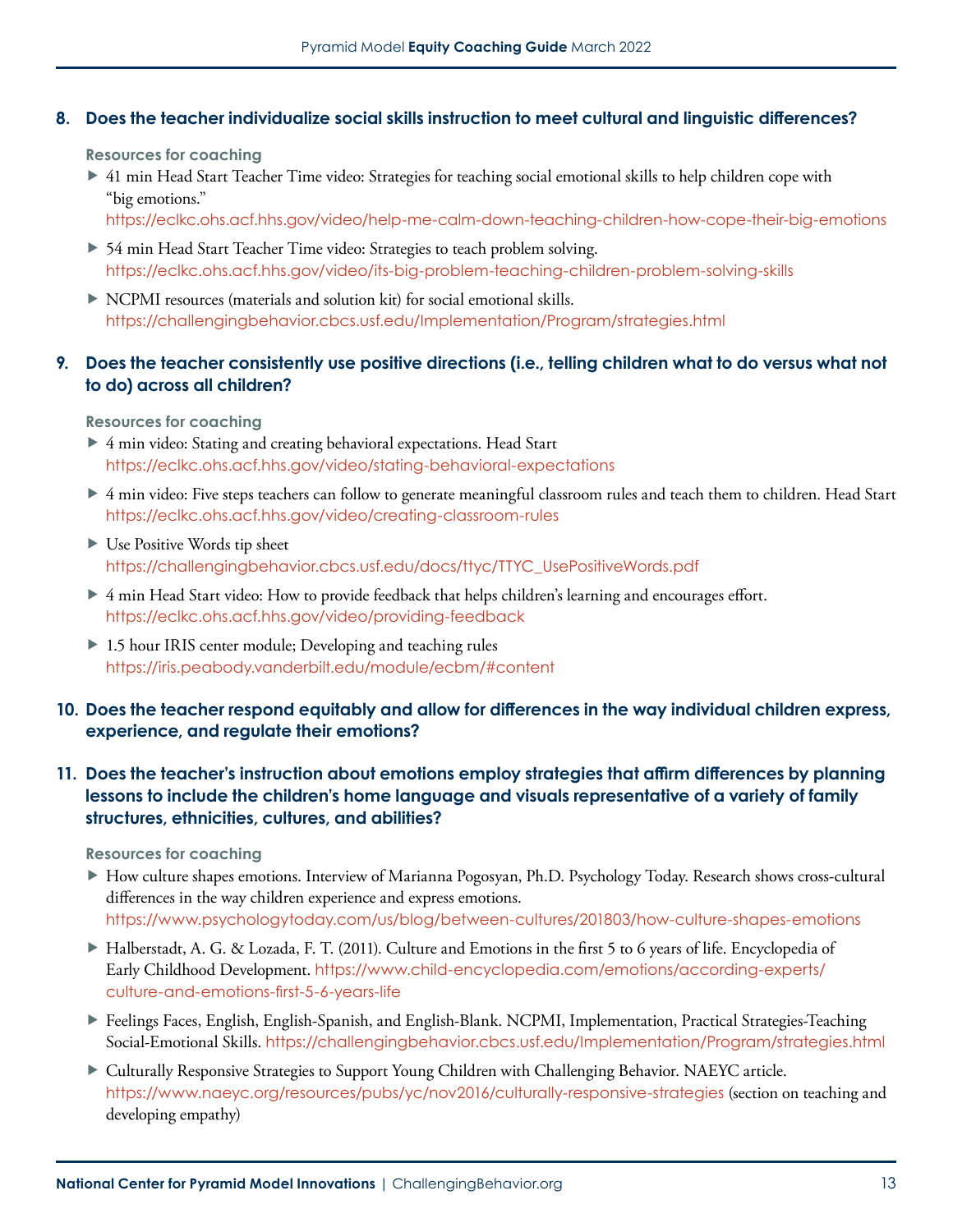## 8. Does the teacher individualize social skills instruction to meet cultural and linguistic differences?

**Resources for coaching**

- 41 min Head Start Teacher Time video: Strategies for teaching social emotional skills to help children cope with "big emotions."
  https://eclkc.ohs.acf.hhs.gov/video/help-me-calm-down-teaching-children-how-cope-their-big-emotions
- 54 min Head Start Teacher Time video: Strategies to teach problem solving.
  https://eclkc.ohs.acf.hhs.gov/video/its-big-problem-teaching-children-problem-solving-skills
- NCPMI resources (materials and solution kit) for social emotional skills.
  https://challengingbehavior.cbcs.usf.edu/Implementation/Program/strategies.html

## 9. Does the teacher consistently use positive directions (i.e., telling children what to do versus what not to do) across all children?

**Resources for coaching**

- 4 min video: Stating and creating behavioral expectations. Head Start
  https://eclkc.ohs.acf.hhs.gov/video/stating-behavioral-expectations
- 4 min video: Five steps teachers can follow to generate meaningful classroom rules and teach them to children. Head Start
  https://eclkc.ohs.acf.hhs.gov/video/creating-classroom-rules
- Use Positive Words tip sheet
  https://challengingbehavior.cbcs.usf.edu/docs/ttyc/TTYC_UsePositiveWords.pdf
- 4 min Head Start video: How to provide feedback that helps children's learning and encourages effort.
  https://eclkc.ohs.acf.hhs.gov/video/providing-feedback
- 1.5 hour IRIS center module; Developing and teaching rules
  https://iris.peabody.vanderbilt.edu/module/ecbm/#content

## 10. Does the teacher respond equitably and allow for differences in the way individual children express, experience, and regulate their emotions?

## 11. Does the teacher's instruction about emotions employ strategies that affirm differences by planning lessons to include the children's home language and visuals representative of a variety of family structures, ethnicities, cultures, and abilities?

**Resources for coaching**

- How culture shapes emotions. Interview of Marianna Pogosyan, Ph.D. Psychology Today. Research shows cross-cultural differences in the way children experience and express emotions.
  https://www.psychologytoday.com/us/blog/between-cultures/201803/how-culture-shapes-emotions
- Halberstadt, A. G. & Lozada, F. T. (2011). Culture and Emotions in the first 5 to 6 years of life. Encyclopedia of Early Childhood Development. https://www.child-encyclopedia.com/emotions/according-experts/culture-and-emotions-first-5-6-years-life
- Feelings Faces, English, English-Spanish, and English-Blank. NCPMI, Implementation, Practical Strategies-Teaching Social-Emotional Skills. https://challengingbehavior.cbcs.usf.edu/Implementation/Program/strategies.html
- Culturally Responsive Strategies to Support Young Children with Challenging Behavior. NAEYC article.
  https://www.naeyc.org/resources/pubs/yc/nov2016/culturally-responsive-strategies (section on teaching and developing empathy)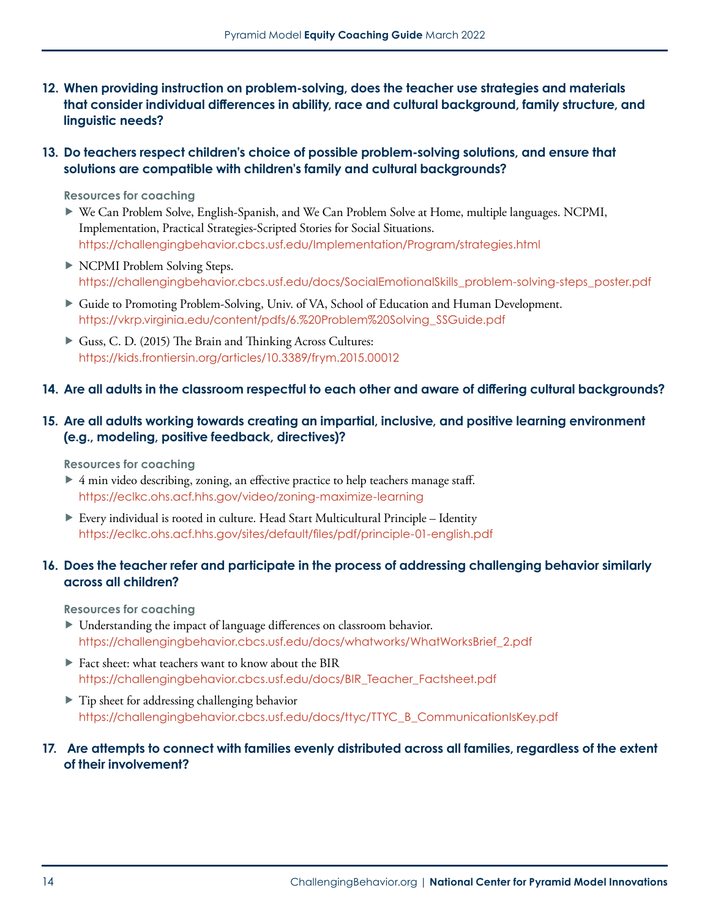**12. When providing instruction on problem-solving, does the teacher use strategies and materials that consider individual differences in ability, race and cultural background, family structure, and linguistic needs?**

**13. Do teachers respect children's choice of possible problem-solving solutions, and ensure that solutions are compatible with children's family and cultural backgrounds?**

**Resources for coaching**

- We Can Problem Solve, English-Spanish, and We Can Problem Solve at Home, multiple languages. NCPMI, Implementation, Practical Strategies-Scripted Stories for Social Situations. https://challengingbehavior.cbcs.usf.edu/Implementation/Program/strategies.html
- NCPMI Problem Solving Steps. https://challengingbehavior.cbcs.usf.edu/docs/SocialEmotionalSkills_problem-solving-steps_poster.pdf
- Guide to Promoting Problem-Solving, Univ. of VA, School of Education and Human Development. https://vkrp.virginia.edu/content/pdfs/6.%20Problem%20Solving_SSGuide.pdf
- Guss, C. D. (2015) The Brain and Thinking Across Cultures: https://kids.frontiersin.org/articles/10.3389/frym.2015.00012

**14. Are all adults in the classroom respectful to each other and aware of differing cultural backgrounds?**

**15. Are all adults working towards creating an impartial, inclusive, and positive learning environment (e.g., modeling, positive feedback, directives)?**

**Resources for coaching**

- 4 min video describing, zoning, an effective practice to help teachers manage staff. https://eclkc.ohs.acf.hhs.gov/video/zoning-maximize-learning
- Every individual is rooted in culture. Head Start Multicultural Principle – Identity https://eclkc.ohs.acf.hhs.gov/sites/default/files/pdf/principle-01-english.pdf

**16. Does the teacher refer and participate in the process of addressing challenging behavior similarly across all children?**

**Resources for coaching**

- Understanding the impact of language differences on classroom behavior. https://challengingbehavior.cbcs.usf.edu/docs/whatworks/WhatWorksBrief_2.pdf
- Fact sheet: what teachers want to know about the BIR https://challengingbehavior.cbcs.usf.edu/docs/BIR_Teacher_Factsheet.pdf
- Tip sheet for addressing challenging behavior https://challengingbehavior.cbcs.usf.edu/docs/ttyc/TTYC_B_CommunicationIsKey.pdf

**17. Are attempts to connect with families evenly distributed across all families, regardless of the extent of their involvement?**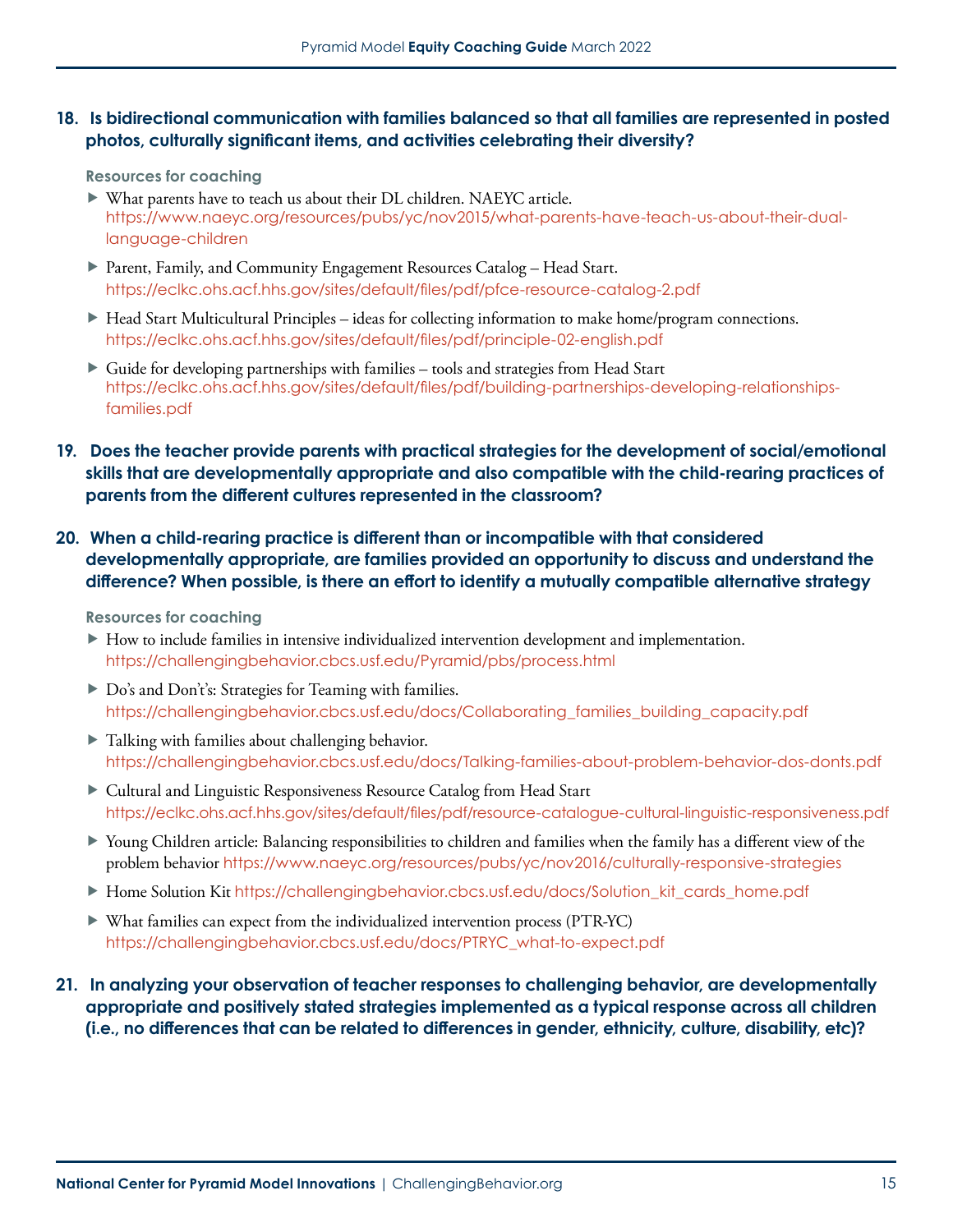**18. Is bidirectional communication with families balanced so that all families are represented in posted photos, culturally significant items, and activities celebrating their diversity?**

**Resources for coaching**

- What parents have to teach us about their DL children. NAEYC article. https://www.naeyc.org/resources/pubs/yc/nov2015/what-parents-have-teach-us-about-their-dual-language-children
- Parent, Family, and Community Engagement Resources Catalog – Head Start. https://eclkc.ohs.acf.hhs.gov/sites/default/files/pdf/pfce-resource-catalog-2.pdf
- Head Start Multicultural Principles – ideas for collecting information to make home/program connections. https://eclkc.ohs.acf.hhs.gov/sites/default/files/pdf/principle-02-english.pdf
- Guide for developing partnerships with families – tools and strategies from Head Start https://eclkc.ohs.acf.hhs.gov/sites/default/files/pdf/building-partnerships-developing-relationships-families.pdf

**19. Does the teacher provide parents with practical strategies for the development of social/emotional skills that are developmentally appropriate and also compatible with the child-rearing practices of parents from the different cultures represented in the classroom?**

**20. When a child-rearing practice is different than or incompatible with that considered developmentally appropriate, are families provided an opportunity to discuss and understand the difference? When possible, is there an effort to identify a mutually compatible alternative strategy**

**Resources for coaching**

- How to include families in intensive individualized intervention development and implementation. https://challengingbehavior.cbcs.usf.edu/Pyramid/pbs/process.html
- Do's and Don't's: Strategies for Teaming with families. https://challengingbehavior.cbcs.usf.edu/docs/Collaborating_families_building_capacity.pdf
- Talking with families about challenging behavior. https://challengingbehavior.cbcs.usf.edu/docs/Talking-families-about-problem-behavior-dos-donts.pdf
- Cultural and Linguistic Responsiveness Resource Catalog from Head Start https://eclkc.ohs.acf.hhs.gov/sites/default/files/pdf/resource-catalogue-cultural-linguistic-responsiveness.pdf
- Young Children article: Balancing responsibilities to children and families when the family has a different view of the problem behavior https://www.naeyc.org/resources/pubs/yc/nov2016/culturally-responsive-strategies
- Home Solution Kit https://challengingbehavior.cbcs.usf.edu/docs/Solution_kit_cards_home.pdf
- What families can expect from the individualized intervention process (PTR-YC) https://challengingbehavior.cbcs.usf.edu/docs/PTRYC_what-to-expect.pdf

**21. In analyzing your observation of teacher responses to challenging behavior, are developmentally appropriate and positively stated strategies implemented as a typical response across all children (i.e., no differences that can be related to differences in gender, ethnicity, culture, disability, etc)?**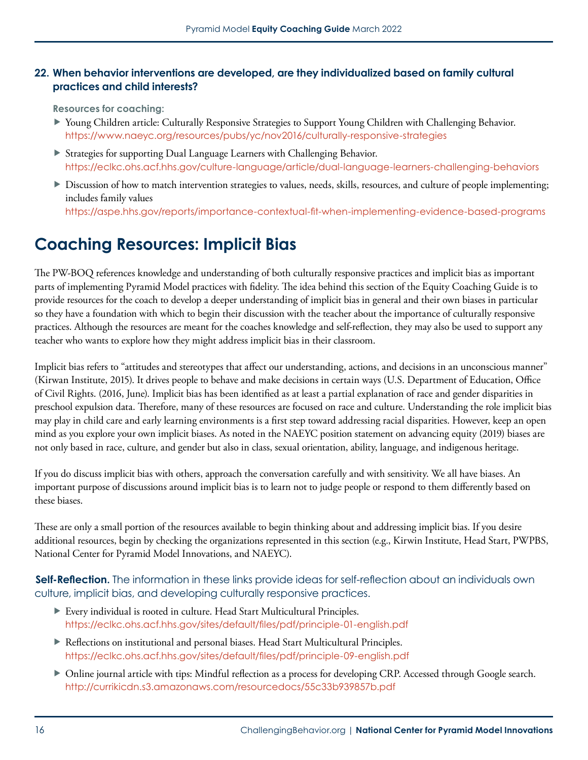**22. When behavior interventions are developed, are they individualized based on family cultural practices and child interests?**

**Resources for coaching:**

- Young Children article: Culturally Responsive Strategies to Support Young Children with Challenging Behavior. https://www.naeyc.org/resources/pubs/yc/nov2016/culturally-responsive-strategies
- Strategies for supporting Dual Language Learners with Challenging Behavior. https://eclkc.ohs.acf.hhs.gov/culture-language/article/dual-language-learners-challenging-behaviors
- Discussion of how to match intervention strategies to values, needs, skills, resources, and culture of people implementing; includes family values https://aspe.hhs.gov/reports/importance-contextual-fit-when-implementing-evidence-based-programs

# Coaching Resources: Implicit Bias

The PW-BOQ references knowledge and understanding of both culturally responsive practices and implicit bias as important parts of implementing Pyramid Model practices with fidelity. The idea behind this section of the Equity Coaching Guide is to provide resources for the coach to develop a deeper understanding of implicit bias in general and their own biases in particular so they have a foundation with which to begin their discussion with the teacher about the importance of culturally responsive practices. Although the resources are meant for the coaches knowledge and self-reflection, they may also be used to support any teacher who wants to explore how they might address implicit bias in their classroom.

Implicit bias refers to "attitudes and stereotypes that affect our understanding, actions, and decisions in an unconscious manner" (Kirwan Institute, 2015). It drives people to behave and make decisions in certain ways (U.S. Department of Education, Office of Civil Rights. (2016, June). Implicit bias has been identified as at least a partial explanation of race and gender disparities in preschool expulsion data. Therefore, many of these resources are focused on race and culture. Understanding the role implicit bias may play in child care and early learning environments is a first step toward addressing racial disparities. However, keep an open mind as you explore your own implicit biases. As noted in the NAEYC position statement on advancing equity (2019) biases are not only based in race, culture, and gender but also in class, sexual orientation, ability, language, and indigenous heritage.

If you do discuss implicit bias with others, approach the conversation carefully and with sensitivity. We all have biases. An important purpose of discussions around implicit bias is to learn not to judge people or respond to them differently based on these biases.

These are only a small portion of the resources available to begin thinking about and addressing implicit bias. If you desire additional resources, begin by checking the organizations represented in this section (e.g., Kirwin Institute, Head Start, PWPBS, National Center for Pyramid Model Innovations, and NAEYC).

**Self-Reflection.** The information in these links provide ideas for self-reflection about an individuals own culture, implicit bias, and developing culturally responsive practices.

- Every individual is rooted in culture. Head Start Multicultural Principles. https://eclkc.ohs.acf.hhs.gov/sites/default/files/pdf/principle-01-english.pdf
- Reflections on institutional and personal biases. Head Start Multicultural Principles. https://eclkc.ohs.acf.hhs.gov/sites/default/files/pdf/principle-09-english.pdf
- Online journal article with tips: Mindful reflection as a process for developing CRP. Accessed through Google search. http://currikicdn.s3.amazonaws.com/resourcedocs/55c33b939857b.pdf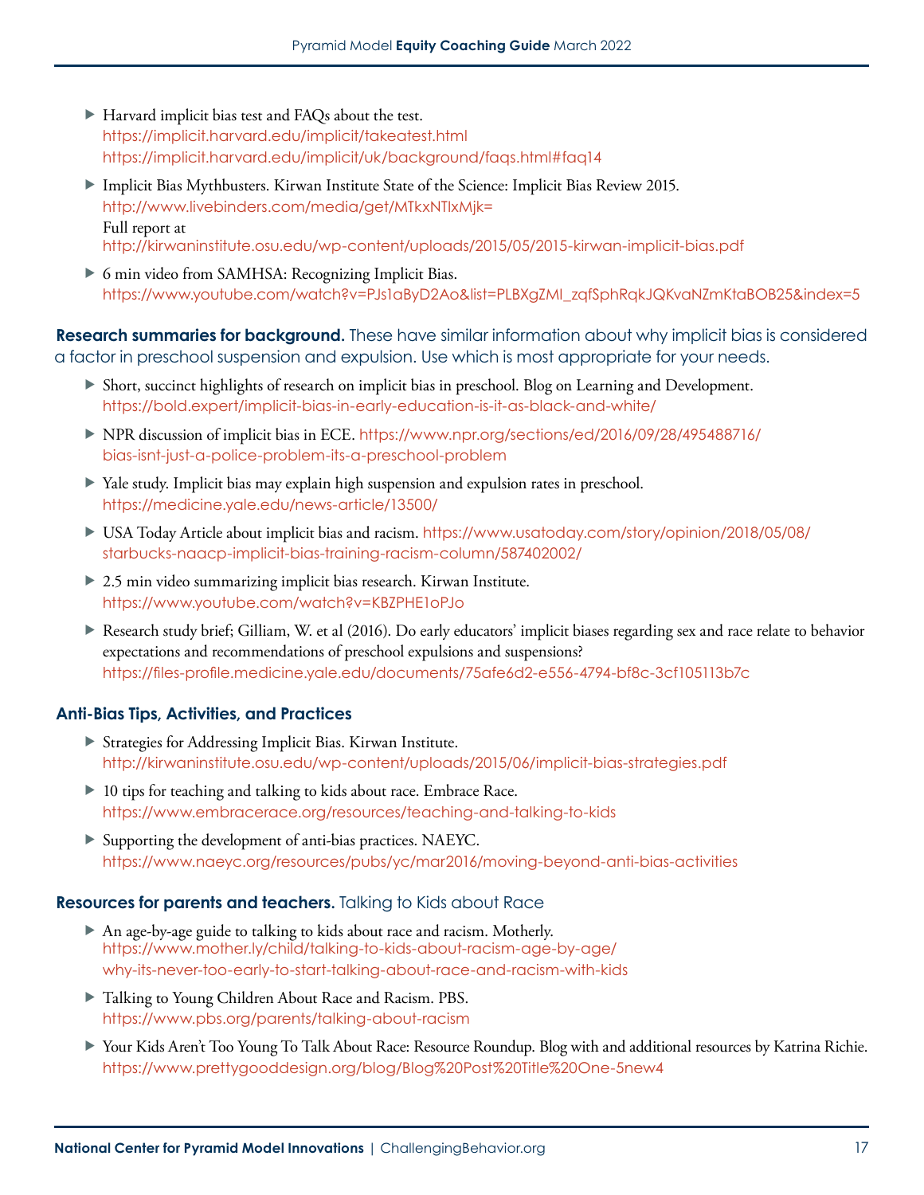- Harvard implicit bias test and FAQs about the test.
  https://implicit.harvard.edu/implicit/takeatest.html
  https://implicit.harvard.edu/implicit/uk/background/faqs.html#faq14
- Implicit Bias Mythbusters. Kirwan Institute State of the Science: Implicit Bias Review 2015.
  http://www.livebinders.com/media/get/MTkxNTIxMjk=
  Full report at
  http://kirwaninstitute.osu.edu/wp-content/uploads/2015/05/2015-kirwan-implicit-bias.pdf
- 6 min video from SAMHSA: Recognizing Implicit Bias.
  https://www.youtube.com/watch?v=PJs1aByD2Ao&list=PLBXgZMI_zqfSphRqkJQKvaNZmKtaBOB25&index=5

**Research summaries for background.** These have similar information about why implicit bias is considered a factor in preschool suspension and expulsion. Use which is most appropriate for your needs.

- Short, succinct highlights of research on implicit bias in preschool. Blog on Learning and Development.
  https://bold.expert/implicit-bias-in-early-education-is-it-as-black-and-white/
- NPR discussion of implicit bias in ECE. https://www.npr.org/sections/ed/2016/09/28/495488716/bias-isnt-just-a-police-problem-its-a-preschool-problem
- Yale study. Implicit bias may explain high suspension and expulsion rates in preschool.
  https://medicine.yale.edu/news-article/13500/
- USA Today Article about implicit bias and racism. https://www.usatoday.com/story/opinion/2018/05/08/starbucks-naacp-implicit-bias-training-racism-column/587402002/
- 2.5 min video summarizing implicit bias research. Kirwan Institute.
  https://www.youtube.com/watch?v=KBZPHE1oPJo
- Research study brief; Gilliam, W. et al (2016). Do early educators' implicit biases regarding sex and race relate to behavior expectations and recommendations of preschool expulsions and suspensions?
  https://files-profile.medicine.yale.edu/documents/75afe6d2-e556-4794-bf8c-3cf105113b7c

**Anti-Bias Tips, Activities, and Practices**

- Strategies for Addressing Implicit Bias. Kirwan Institute.
  http://kirwaninstitute.osu.edu/wp-content/uploads/2015/06/implicit-bias-strategies.pdf
- 10 tips for teaching and talking to kids about race. Embrace Race.
  https://www.embracerace.org/resources/teaching-and-talking-to-kids
- Supporting the development of anti-bias practices. NAEYC.
  https://www.naeyc.org/resources/pubs/yc/mar2016/moving-beyond-anti-bias-activities

**Resources for parents and teachers.** Talking to Kids about Race

- An age-by-age guide to talking to kids about race and racism. Motherly.
  https://www.mother.ly/child/talking-to-kids-about-racism-age-by-age/why-its-never-too-early-to-start-talking-about-race-and-racism-with-kids
- Talking to Young Children About Race and Racism. PBS.
  https://www.pbs.org/parents/talking-about-racism
- Your Kids Aren't Too Young To Talk About Race: Resource Roundup. Blog with and additional resources by Katrina Richie.
  https://www.prettygooddesign.org/blog/Blog%20Post%20Title%20One-5new4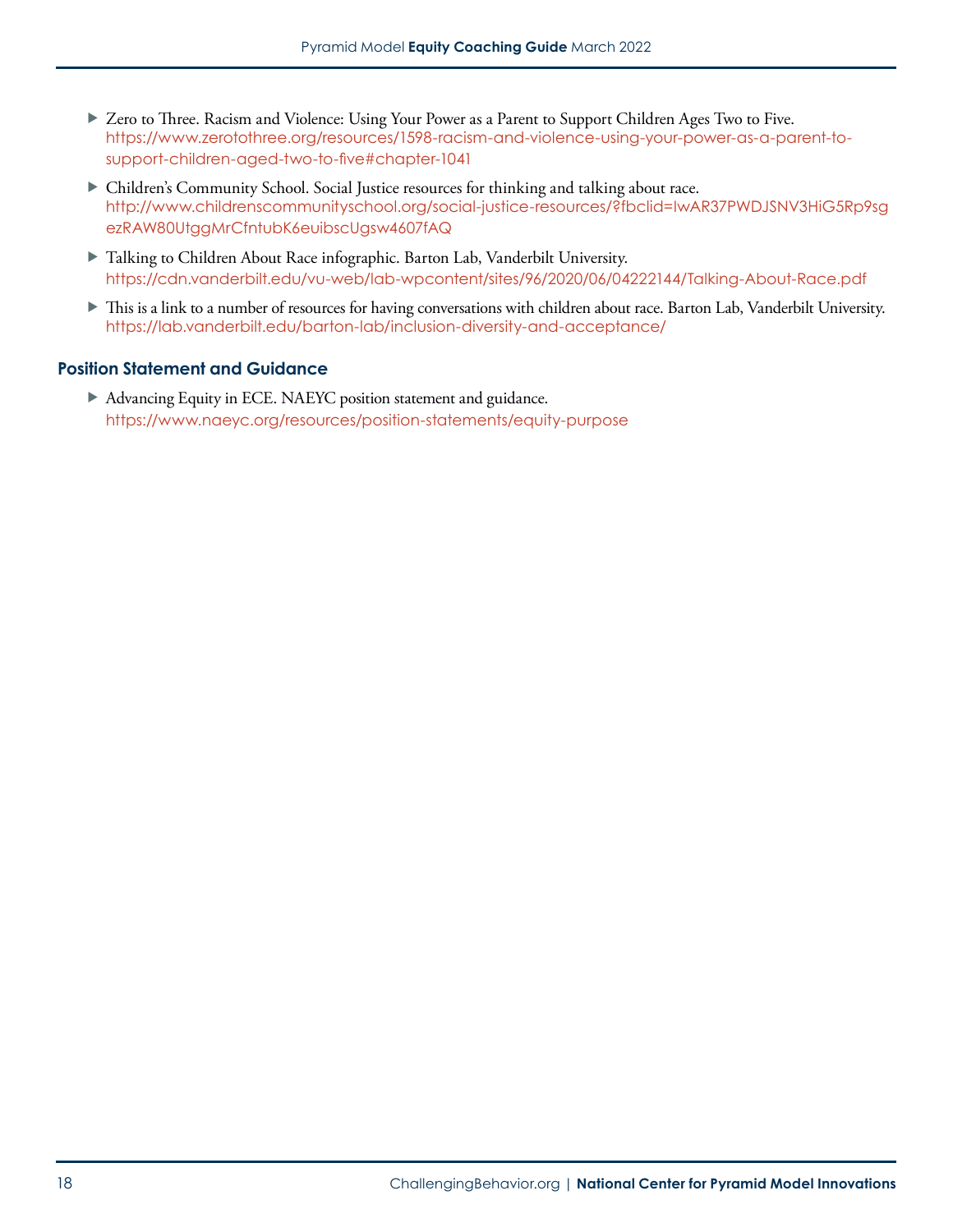- Zero to Three. Racism and Violence: Using Your Power as a Parent to Support Children Ages Two to Five. https://www.zerotothree.org/resources/1598-racism-and-violence-using-your-power-as-a-parent-to-support-children-aged-two-to-five#chapter-1041
- Children's Community School. Social Justice resources for thinking and talking about race. http://www.childrenscommunityschool.org/social-justice-resources/?fbclid=IwAR37PWDJSNV3HiG5Rp9sgezRAW80UtggMrCfntubK6euibscUgsw4607fAQ
- Talking to Children About Race infographic. Barton Lab, Vanderbilt University. https://cdn.vanderbilt.edu/vu-web/lab-wpcontent/sites/96/2020/06/04222144/Talking-About-Race.pdf
- This is a link to a number of resources for having conversations with children about race. Barton Lab, Vanderbilt University. https://lab.vanderbilt.edu/barton-lab/inclusion-diversity-and-acceptance/

## Position Statement and Guidance

- Advancing Equity in ECE. NAEYC position statement and guidance. https://www.naeyc.org/resources/position-statements/equity-purpose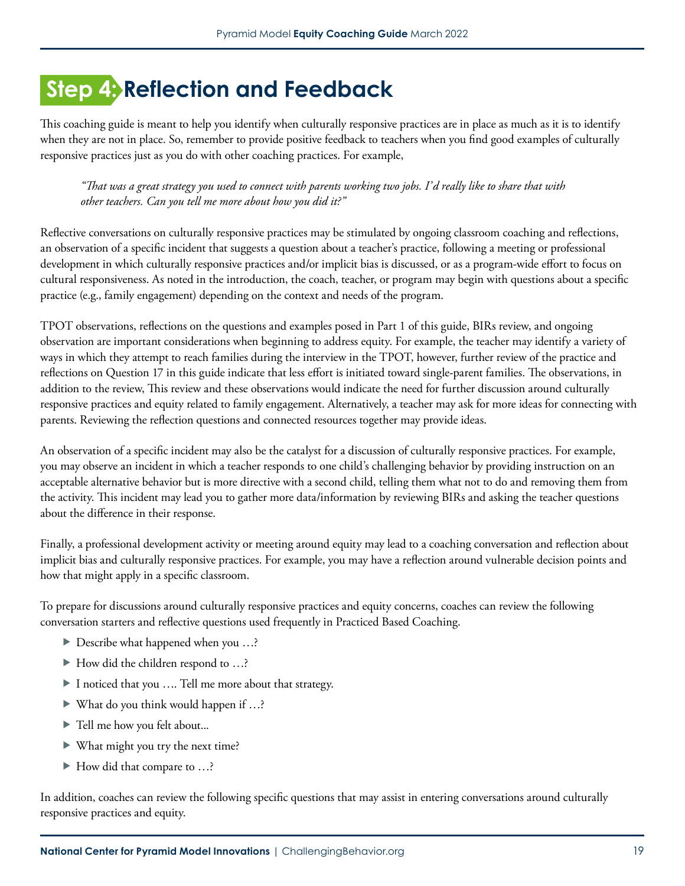# Step 4: Reflection and Feedback

This coaching guide is meant to help you identify when culturally responsive practices are in place as much as it is to identify when they are not in place. So, remember to provide positive feedback to teachers when you find good examples of culturally responsive practices just as you do with other coaching practices. For example,

> *"That was a great strategy you used to connect with parents working two jobs. I'd really like to share that with other teachers. Can you tell me more about how you did it?"*

Reflective conversations on culturally responsive practices may be stimulated by ongoing classroom coaching and reflections, an observation of a specific incident that suggests a question about a teacher's practice, following a meeting or professional development in which culturally responsive practices and/or implicit bias is discussed, or as a program-wide effort to focus on cultural responsiveness. As noted in the introduction, the coach, teacher, or program may begin with questions about a specific practice (e.g., family engagement) depending on the context and needs of the program.

TPOT observations, reflections on the questions and examples posed in Part 1 of this guide, BIRs review, and ongoing observation are important considerations when beginning to address equity. For example, the teacher may identify a variety of ways in which they attempt to reach families during the interview in the TPOT, however, further review of the practice and reflections on Question 17 in this guide indicate that less effort is initiated toward single-parent families. The observations, in addition to the review, This review and these observations would indicate the need for further discussion around culturally responsive practices and equity related to family engagement. Alternatively, a teacher may ask for more ideas for connecting with parents. Reviewing the reflection questions and connected resources together may provide ideas.

An observation of a specific incident may also be the catalyst for a discussion of culturally responsive practices. For example, you may observe an incident in which a teacher responds to one child's challenging behavior by providing instruction on an acceptable alternative behavior but is more directive with a second child, telling them what not to do and removing them from the activity. This incident may lead you to gather more data/information by reviewing BIRs and asking the teacher questions about the difference in their response.

Finally, a professional development activity or meeting around equity may lead to a coaching conversation and reflection about implicit bias and culturally responsive practices. For example, you may have a reflection around vulnerable decision points and how that might apply in a specific classroom.

To prepare for discussions around culturally responsive practices and equity concerns, coaches can review the following conversation starters and reflective questions used frequently in Practiced Based Coaching.

- Describe what happened when you …?
- How did the children respond to …?
- I noticed that you …. Tell me more about that strategy.
- What do you think would happen if …?
- Tell me how you felt about...
- What might you try the next time?
- How did that compare to …?

In addition, coaches can review the following specific questions that may assist in entering conversations around culturally responsive practices and equity.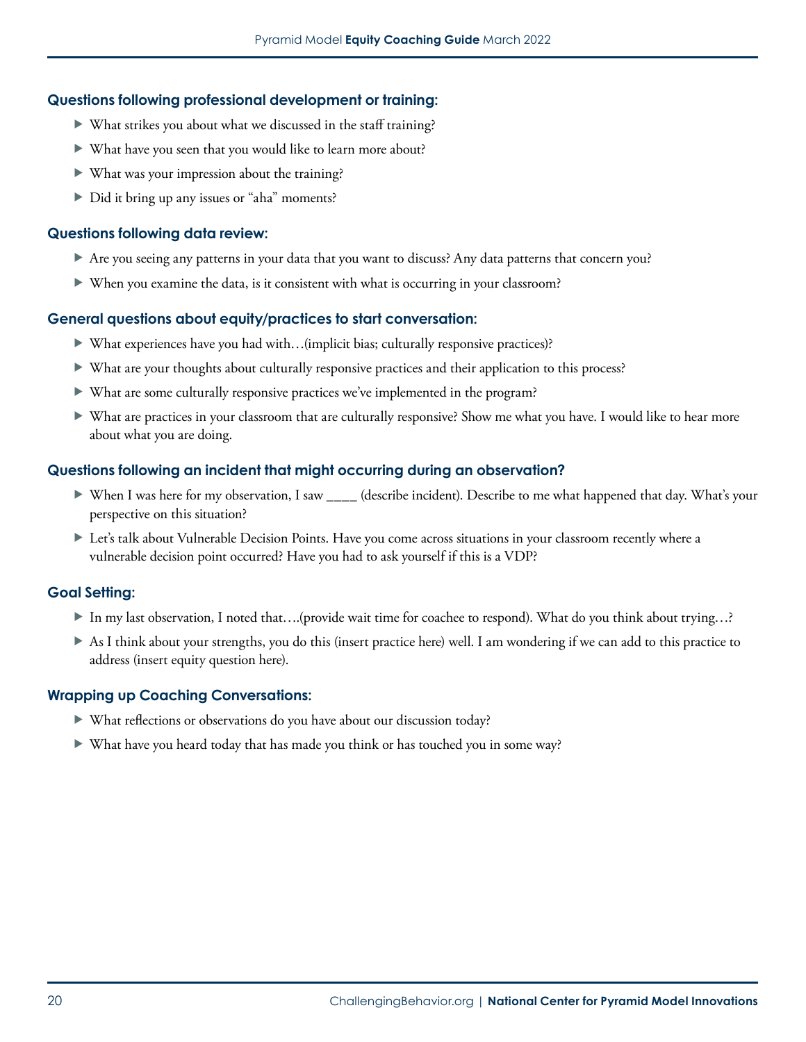### Questions following professional development or training:

- What strikes you about what we discussed in the staff training?
- What have you seen that you would like to learn more about?
- What was your impression about the training?
- Did it bring up any issues or "aha" moments?

### Questions following data review:

- Are you seeing any patterns in your data that you want to discuss? Any data patterns that concern you?
- When you examine the data, is it consistent with what is occurring in your classroom?

### General questions about equity/practices to start conversation:

- What experiences have you had with…(implicit bias; culturally responsive practices)?
- What are your thoughts about culturally responsive practices and their application to this process?
- What are some culturally responsive practices we've implemented in the program?
- What are practices in your classroom that are culturally responsive? Show me what you have. I would like to hear more about what you are doing.

### Questions following an incident that might occurring during an observation?

- When I was here for my observation, I saw ____ (describe incident). Describe to me what happened that day. What's your perspective on this situation?
- Let's talk about Vulnerable Decision Points. Have you come across situations in your classroom recently where a vulnerable decision point occurred? Have you had to ask yourself if this is a VDP?

### Goal Setting:

- In my last observation, I noted that….(provide wait time for coachee to respond). What do you think about trying…?
- As I think about your strengths, you do this (insert practice here) well. I am wondering if we can add to this practice to address (insert equity question here).

### Wrapping up Coaching Conversations:

- What reflections or observations do you have about our discussion today?
- What have you heard today that has made you think or has touched you in some way?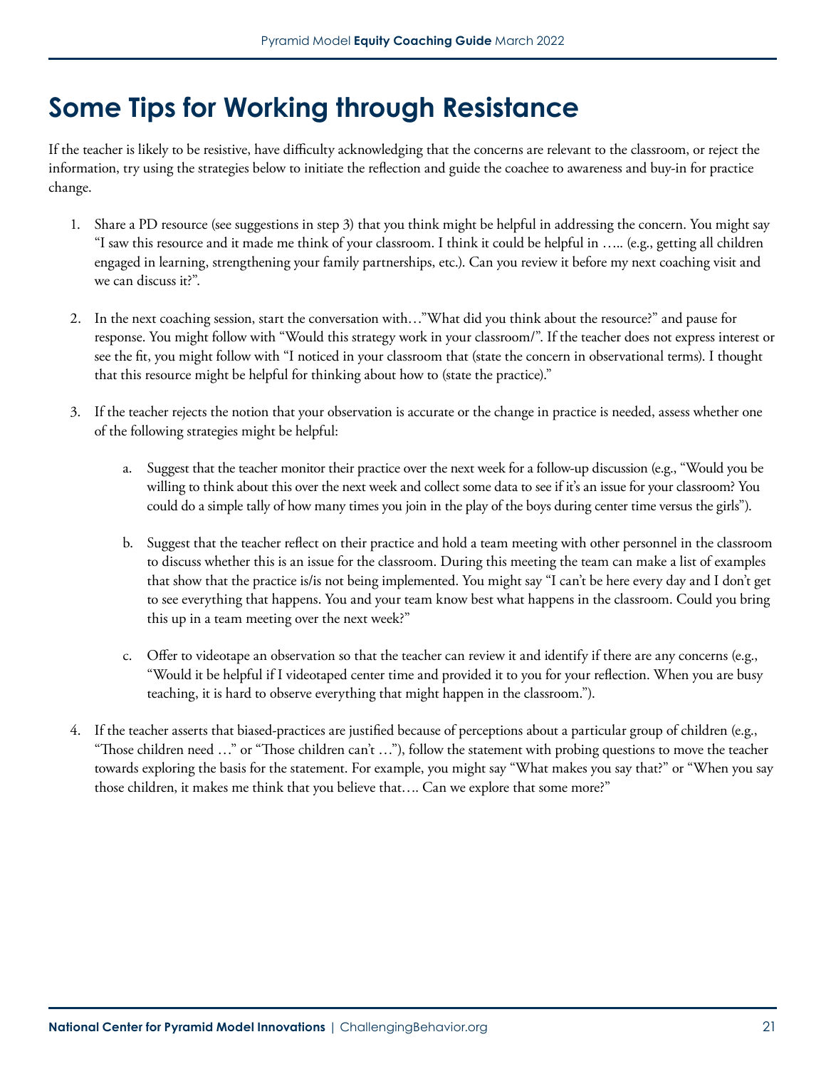# Some Tips for Working through Resistance

If the teacher is likely to be resistive, have difficulty acknowledging that the concerns are relevant to the classroom, or reject the information, try using the strategies below to initiate the reflection and guide the coachee to awareness and buy-in for practice change.

1. Share a PD resource (see suggestions in step 3) that you think might be helpful in addressing the concern. You might say "I saw this resource and it made me think of your classroom. I think it could be helpful in ….. (e.g., getting all children engaged in learning, strengthening your family partnerships, etc.). Can you review it before my next coaching visit and we can discuss it?".

2. In the next coaching session, start the conversation with…"What did you think about the resource?" and pause for response. You might follow with "Would this strategy work in your classroom/". If the teacher does not express interest or see the fit, you might follow with "I noticed in your classroom that (state the concern in observational terms). I thought that this resource might be helpful for thinking about how to (state the practice)."

3. If the teacher rejects the notion that your observation is accurate or the change in practice is needed, assess whether one of the following strategies might be helpful:

    a. Suggest that the teacher monitor their practice over the next week for a follow-up discussion (e.g., "Would you be willing to think about this over the next week and collect some data to see if it's an issue for your classroom? You could do a simple tally of how many times you join in the play of the boys during center time versus the girls").

    b. Suggest that the teacher reflect on their practice and hold a team meeting with other personnel in the classroom to discuss whether this is an issue for the classroom. During this meeting the team can make a list of examples that show that the practice is/is not being implemented. You might say "I can't be here every day and I don't get to see everything that happens. You and your team know best what happens in the classroom. Could you bring this up in a team meeting over the next week?"

    c. Offer to videotape an observation so that the teacher can review it and identify if there are any concerns (e.g., "Would it be helpful if I videotaped center time and provided it to you for your reflection. When you are busy teaching, it is hard to observe everything that might happen in the classroom.").

4. If the teacher asserts that biased-practices are justified because of perceptions about a particular group of children (e.g., "Those children need …" or "Those children can't …"), follow the statement with probing questions to move the teacher towards exploring the basis for the statement. For example, you might say "What makes you say that?" or "When you say those children, it makes me think that you believe that…. Can we explore that some more?"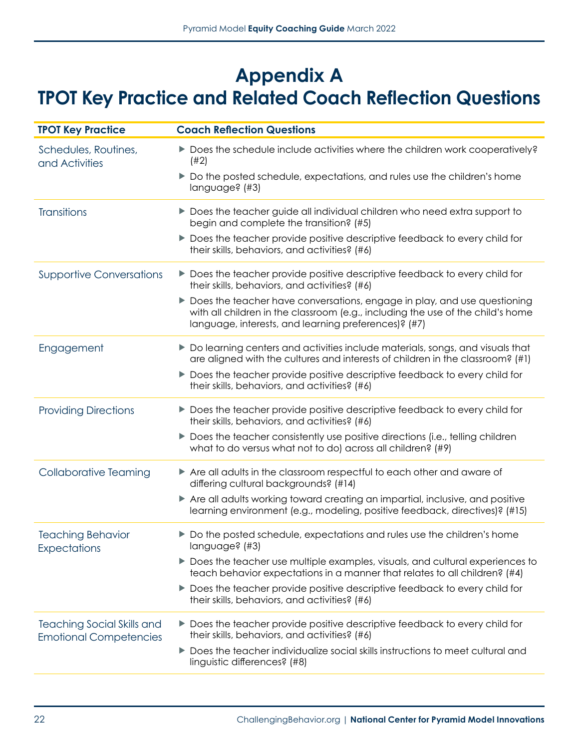# Appendix A
# TPOT Key Practice and Related Coach Reflection Questions

| TPOT Key Practice | Coach Reflection Questions |
|---|---|
| Schedules, Routines, and Activities | ▶ Does the schedule include activities where the children work cooperatively? (#2)<br>▶ Do the posted schedule, expectations, and rules use the children's home language? (#3) |
| Transitions | ▶ Does the teacher guide all individual children who need extra support to begin and complete the transition? (#5)<br>▶ Does the teacher provide positive descriptive feedback to every child for their skills, behaviors, and activities? (#6) |
| Supportive Conversations | ▶ Does the teacher provide positive descriptive feedback to every child for their skills, behaviors, and activities? (#6)<br>▶ Does the teacher have conversations, engage in play, and use questioning with all children in the classroom (e.g., including the use of the child's home language, interests, and learning preferences)? (#7) |
| Engagement | ▶ Do learning centers and activities include materials, songs, and visuals that are aligned with the cultures and interests of children in the classroom? (#1)<br>▶ Does the teacher provide positive descriptive feedback to every child for their skills, behaviors, and activities? (#6) |
| Providing Directions | ▶ Does the teacher provide positive descriptive feedback to every child for their skills, behaviors, and activities? (#6)<br>▶ Does the teacher consistently use positive directions (i.e., telling children what to do versus what not to do) across all children? (#9) |
| Collaborative Teaming | ▶ Are all adults in the classroom respectful to each other and aware of differing cultural backgrounds? (#14)<br>▶ Are all adults working toward creating an impartial, inclusive, and positive learning environment (e.g., modeling, positive feedback, directives)? (#15) |
| Teaching Behavior Expectations | ▶ Do the posted schedule, expectations and rules use the children's home language? (#3)<br>▶ Does the teacher use multiple examples, visuals, and cultural experiences to teach behavior expectations in a manner that relates to all children? (#4)<br>▶ Does the teacher provide positive descriptive feedback to every child for their skills, behaviors, and activities? (#6) |
| Teaching Social Skills and Emotional Competencies | ▶ Does the teacher provide positive descriptive feedback to every child for their skills, behaviors, and activities? (#6)<br>▶ Does the teacher individualize social skills instructions to meet cultural and linguistic differences? (#8) |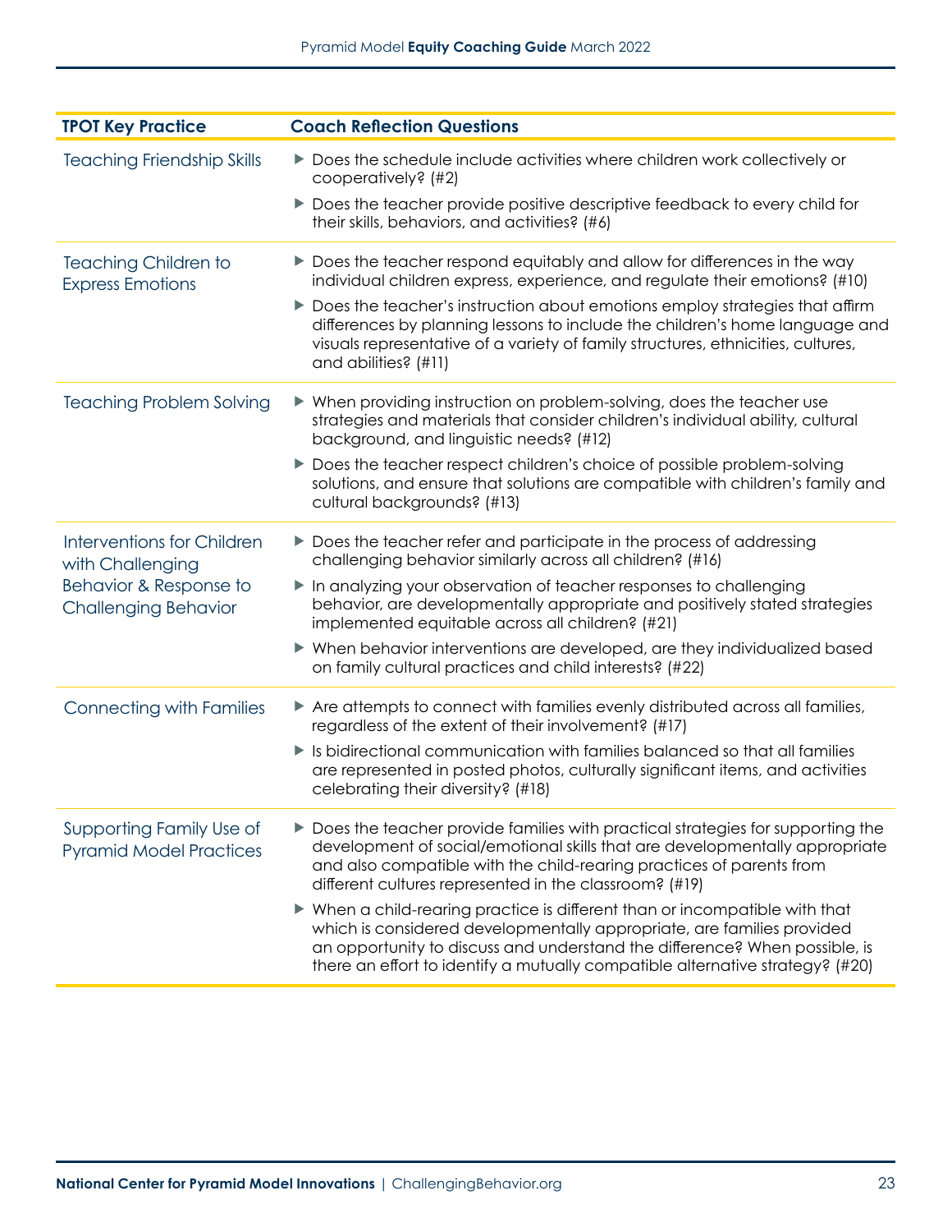| TPOT Key Practice | Coach Reflection Questions |
|---|---|
| Teaching Friendship Skills | ▶ Does the schedule include activities where children work collectively or cooperatively? (#2)<br>▶ Does the teacher provide positive descriptive feedback to every child for their skills, behaviors, and activities? (#6) |
| Teaching Children to Express Emotions | ▶ Does the teacher respond equitably and allow for differences in the way individual children express, experience, and regulate their emotions? (#10)<br>▶ Does the teacher's instruction about emotions employ strategies that affirm differences by planning lessons to include the children's home language and visuals representative of a variety of family structures, ethnicities, cultures, and abilities? (#11) |
| Teaching Problem Solving | ▶ When providing instruction on problem-solving, does the teacher use strategies and materials that consider children's individual ability, cultural background, and linguistic needs? (#12)<br>▶ Does the teacher respect children's choice of possible problem-solving solutions, and ensure that solutions are compatible with children's family and cultural backgrounds? (#13) |
| Interventions for Children with Challenging Behavior & Response to Challenging Behavior | ▶ Does the teacher refer and participate in the process of addressing challenging behavior similarly across all children? (#16)<br>▶ In analyzing your observation of teacher responses to challenging behavior, are developmentally appropriate and positively stated strategies implemented equitable across all children? (#21)<br>▶ When behavior interventions are developed, are they individualized based on family cultural practices and child interests? (#22) |
| Connecting with Families | ▶ Are attempts to connect with families evenly distributed across all families, regardless of the extent of their involvement? (#17)<br>▶ Is bidirectional communication with families balanced so that all families are represented in posted photos, culturally significant items, and activities celebrating their diversity? (#18) |
| Supporting Family Use of Pyramid Model Practices | ▶ Does the teacher provide families with practical strategies for supporting the development of social/emotional skills that are developmentally appropriate and also compatible with the child-rearing practices of parents from different cultures represented in the classroom? (#19)<br>▶ When a child-rearing practice is different than or incompatible with that which is considered developmentally appropriate, are families provided an opportunity to discuss and understand the difference? When possible, is there an effort to identify a mutually compatible alternative strategy? (#20) |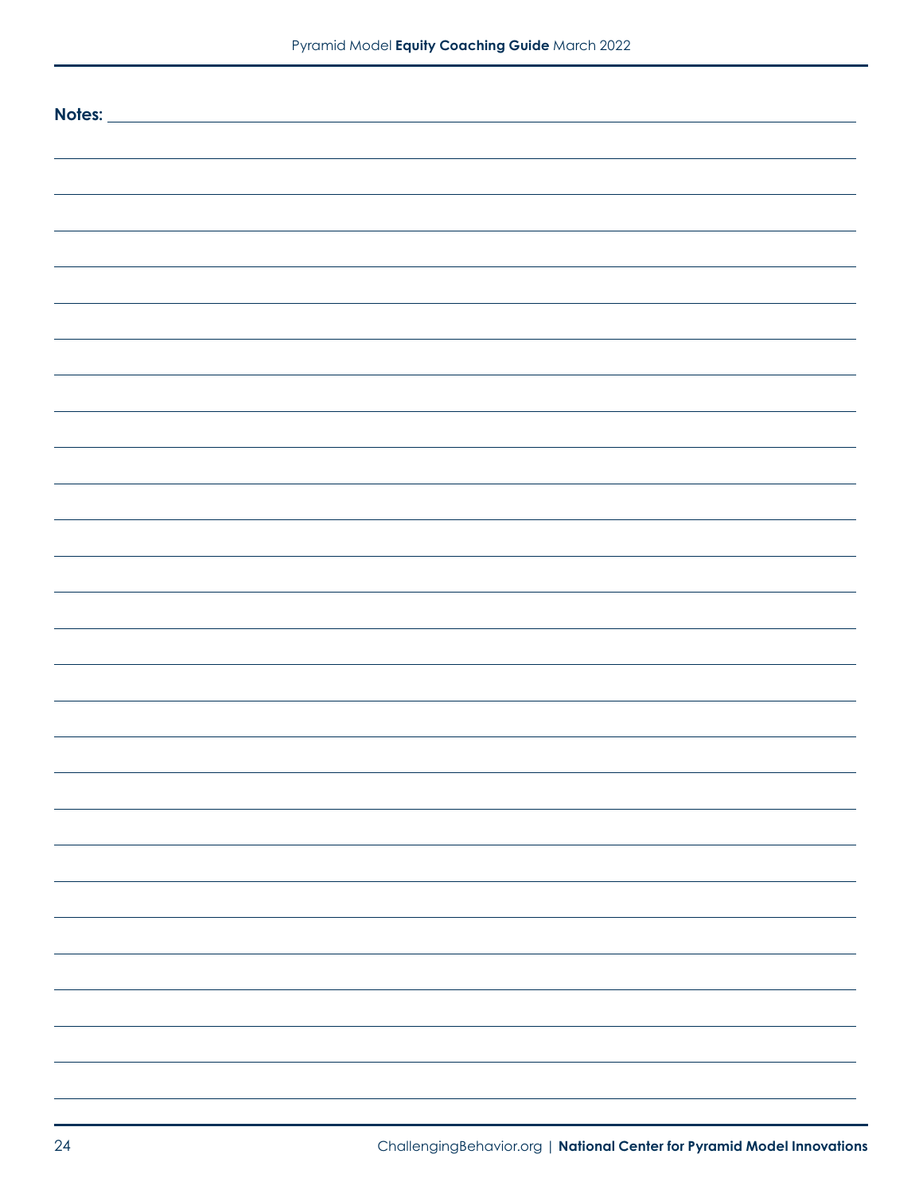**Notes:**